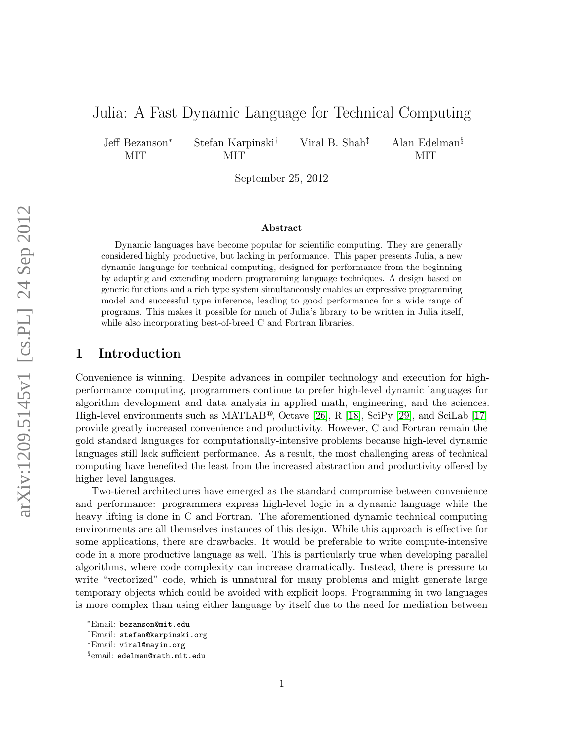# Julia: A Fast Dynamic Language for Technical Computing

Jeff Bezanson* MIT    Stefan Karpinski† MIT    Viral B. Shah‡    Alan Edelman§ MIT

September 25, 2012

## Abstract

Dynamic languages have become popular for scientific computing. They are generally considered highly productive, but lacking in performance. This paper presents Julia, a new dynamic language for technical computing, designed for performance from the beginning by adapting and extending modern programming language techniques. A design based on generic functions and a rich type system simultaneously enables an expressive programming model and successful type inference, leading to good performance for a wide range of programs. This makes it possible for much of Julia's library to be written in Julia itself, while also incorporating best-of-breed C and Fortran libraries.

## 1 Introduction

Convenience is winning. Despite advances in compiler technology and execution for high-performance computing, programmers continue to prefer high-level dynamic languages for algorithm development and data analysis in applied math, engineering, and the sciences. High-level environments such as MATLAB®, Octave [26], R [18], SciPy [29], and SciLab [17] provide greatly increased convenience and productivity. However, C and Fortran remain the gold standard languages for computationally-intensive problems because high-level dynamic languages still lack sufficient performance. As a result, the most challenging areas of technical computing have benefited the least from the increased abstraction and productivity offered by higher level languages.

Two-tiered architectures have emerged as the standard compromise between convenience and performance: programmers express high-level logic in a dynamic language while the heavy lifting is done in C and Fortran. The aforementioned dynamic technical computing environments are all themselves instances of this design. While this approach is effective for some applications, there are drawbacks. It would be preferable to write compute-intensive code in a more productive language as well. This is particularly true when developing parallel algorithms, where code complexity can increase dramatically. Instead, there is pressure to write "vectorized" code, which is unnatural for many problems and might generate large temporary objects which could be avoided with explicit loops. Programming in two languages is more complex than using either language by itself due to the need for mediation between

*Email: bezanson@mit.edu

†Email: stefan@karpinski.org

‡Email: viral@mayin.org

§email: edelman@math.mit.edu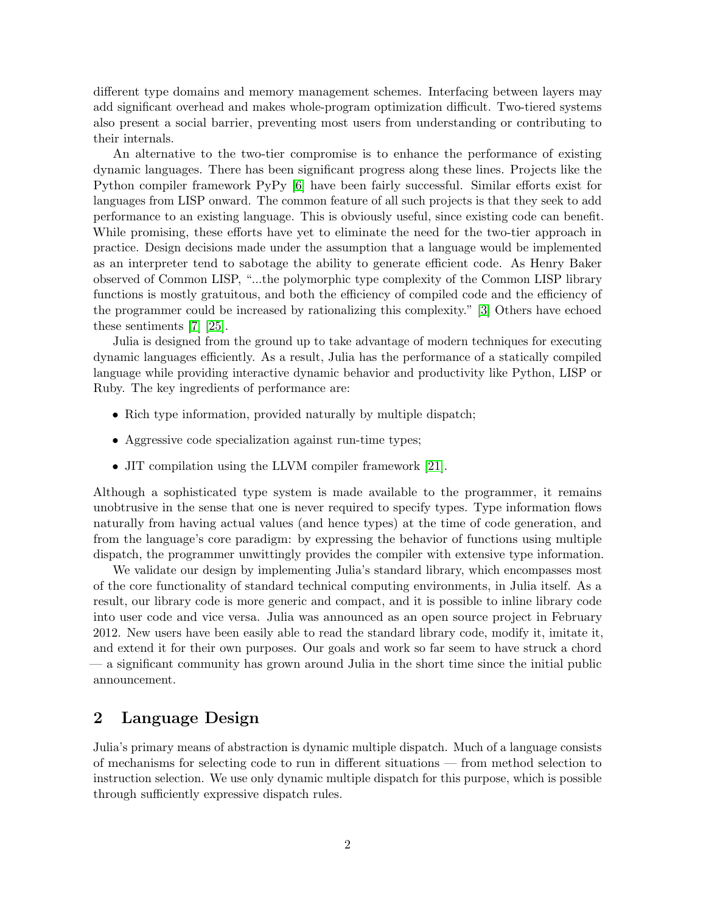different type domains and memory management schemes. Interfacing between layers may add significant overhead and makes whole-program optimization difficult. Two-tiered systems also present a social barrier, preventing most users from understanding or contributing to their internals.

An alternative to the two-tier compromise is to enhance the performance of existing dynamic languages. There has been significant progress along these lines. Projects like the Python compiler framework PyPy [6] have been fairly successful. Similar efforts exist for languages from LISP onward. The common feature of all such projects is that they seek to add performance to an existing language. This is obviously useful, since existing code can benefit. While promising, these efforts have yet to eliminate the need for the two-tier approach in practice. Design decisions made under the assumption that a language would be implemented as an interpreter tend to sabotage the ability to generate efficient code. As Henry Baker observed of Common LISP, "...the polymorphic type complexity of the Common LISP library functions is mostly gratuitous, and both the efficiency of compiled code and the efficiency of the programmer could be increased by rationalizing this complexity." [3] Others have echoed these sentiments [7] [25].

Julia is designed from the ground up to take advantage of modern techniques for executing dynamic languages efficiently. As a result, Julia has the performance of a statically compiled language while providing interactive dynamic behavior and productivity like Python, LISP or Ruby. The key ingredients of performance are:

- Rich type information, provided naturally by multiple dispatch;
- Aggressive code specialization against run-time types;
- JIT compilation using the LLVM compiler framework [21].

Although a sophisticated type system is made available to the programmer, it remains unobtrusive in the sense that one is never required to specify types. Type information flows naturally from having actual values (and hence types) at the time of code generation, and from the language's core paradigm: by expressing the behavior of functions using multiple dispatch, the programmer unwittingly provides the compiler with extensive type information.

We validate our design by implementing Julia's standard library, which encompasses most of the core functionality of standard technical computing environments, in Julia itself. As a result, our library code is more generic and compact, and it is possible to inline library code into user code and vice versa. Julia was announced as an open source project in February 2012. New users have been easily able to read the standard library code, modify it, imitate it, and extend it for their own purposes. Our goals and work so far seem to have struck a chord — a significant community has grown around Julia in the short time since the initial public announcement.

## 2 Language Design

Julia's primary means of abstraction is dynamic multiple dispatch. Much of a language consists of mechanisms for selecting code to run in different situations — from method selection to instruction selection. We use only dynamic multiple dispatch for this purpose, which is possible through sufficiently expressive dispatch rules.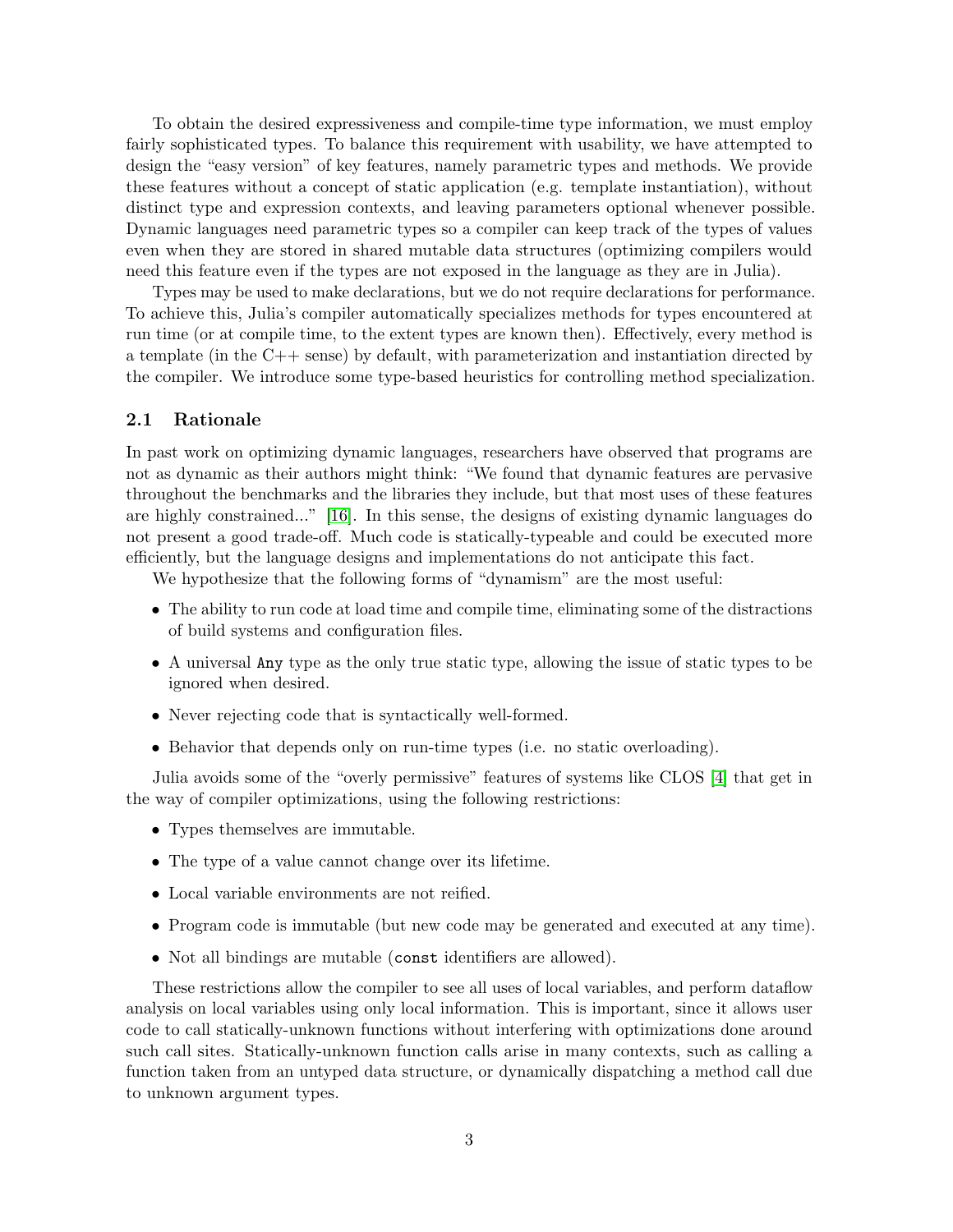To obtain the desired expressiveness and compile-time type information, we must employ fairly sophisticated types. To balance this requirement with usability, we have attempted to design the "easy version" of key features, namely parametric types and methods. We provide these features without a concept of static application (e.g. template instantiation), without distinct type and expression contexts, and leaving parameters optional whenever possible. Dynamic languages need parametric types so a compiler can keep track of the types of values even when they are stored in shared mutable data structures (optimizing compilers would need this feature even if the types are not exposed in the language as they are in Julia).

Types may be used to make declarations, but we do not require declarations for performance. To achieve this, Julia's compiler automatically specializes methods for types encountered at run time (or at compile time, to the extent types are known then). Effectively, every method is a template (in the C++ sense) by default, with parameterization and instantiation directed by the compiler. We introduce some type-based heuristics for controlling method specialization.

## 2.1 Rationale

In past work on optimizing dynamic languages, researchers have observed that programs are not as dynamic as their authors might think: "We found that dynamic features are pervasive throughout the benchmarks and the libraries they include, but that most uses of these features are highly constrained..." [16]. In this sense, the designs of existing dynamic languages do not present a good trade-off. Much code is statically-typeable and could be executed more efficiently, but the language designs and implementations do not anticipate this fact.

We hypothesize that the following forms of "dynamism" are the most useful:

- The ability to run code at load time and compile time, eliminating some of the distractions of build systems and configuration files.
- A universal `Any` type as the only true static type, allowing the issue of static types to be ignored when desired.
- Never rejecting code that is syntactically well-formed.
- Behavior that depends only on run-time types (i.e. no static overloading).

Julia avoids some of the "overly permissive" features of systems like CLOS [4] that get in the way of compiler optimizations, using the following restrictions:

- Types themselves are immutable.
- The type of a value cannot change over its lifetime.
- Local variable environments are not reified.
- Program code is immutable (but new code may be generated and executed at any time).
- Not all bindings are mutable (`const` identifiers are allowed).

These restrictions allow the compiler to see all uses of local variables, and perform dataflow analysis on local variables using only local information. This is important, since it allows user code to call statically-unknown functions without interfering with optimizations done around such call sites. Statically-unknown function calls arise in many contexts, such as calling a function taken from an untyped data structure, or dynamically dispatching a method call due to unknown argument types.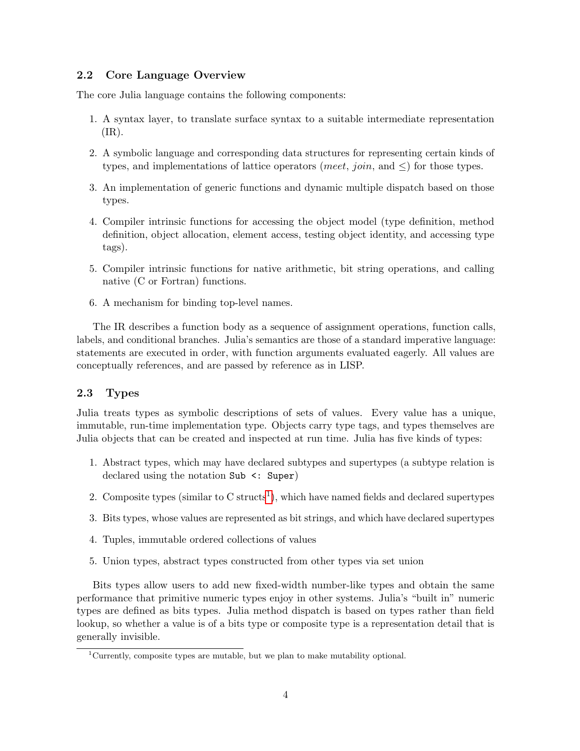### 2.2 Core Language Overview

The core Julia language contains the following components:

1. A syntax layer, to translate surface syntax to a suitable intermediate representation (IR).
2. A symbolic language and corresponding data structures for representing certain kinds of types, and implementations of lattice operators (*meet*, *join*, and $\leq$) for those types.
3. An implementation of generic functions and dynamic multiple dispatch based on those types.
4. Compiler intrinsic functions for accessing the object model (type definition, method definition, object allocation, element access, testing object identity, and accessing type tags).
5. Compiler intrinsic functions for native arithmetic, bit string operations, and calling native (C or Fortran) functions.
6. A mechanism for binding top-level names.

The IR describes a function body as a sequence of assignment operations, function calls, labels, and conditional branches. Julia's semantics are those of a standard imperative language: statements are executed in order, with function arguments evaluated eagerly. All values are conceptually references, and are passed by reference as in LISP.

### 2.3 Types

Julia treats types as symbolic descriptions of sets of values. Every value has a unique, immutable, run-time implementation type. Objects carry type tags, and types themselves are Julia objects that can be created and inspected at run time. Julia has five kinds of types:

1. Abstract types, which may have declared subtypes and supertypes (a subtype relation is declared using the notation `Sub <: Super`)
2. Composite types (similar to C structs[1]), which have named fields and declared supertypes
3. Bits types, whose values are represented as bit strings, and which have declared supertypes
4. Tuples, immutable ordered collections of values
5. Union types, abstract types constructed from other types via set union

Bits types allow users to add new fixed-width number-like types and obtain the same performance that primitive numeric types enjoy in other systems. Julia's "built in" numeric types are defined as bits types. Julia method dispatch is based on types rather than field lookup, so whether a value is of a bits type or composite type is a representation detail that is generally invisible.

[1] Currently, composite types are mutable, but we plan to make mutability optional.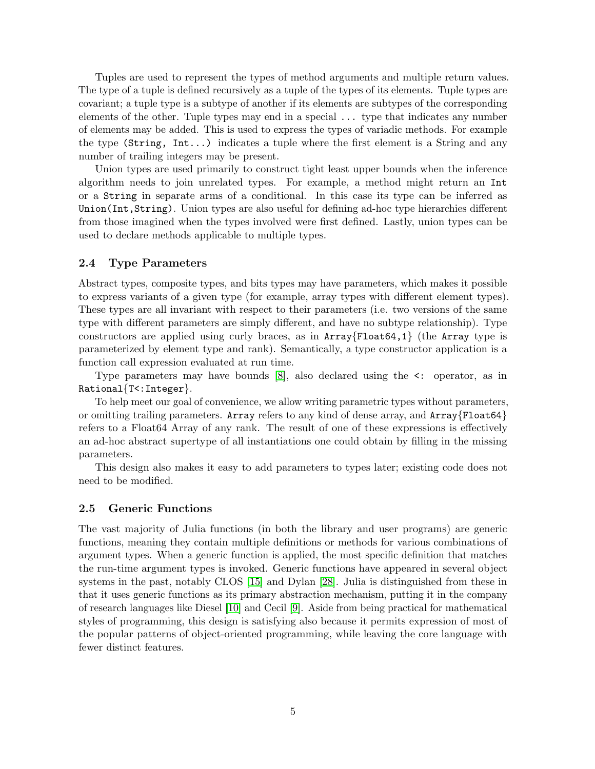Tuples are used to represent the types of method arguments and multiple return values. The type of a tuple is defined recursively as a tuple of the types of its elements. Tuple types are covariant; a tuple type is a subtype of another if its elements are subtypes of the corresponding elements of the other. Tuple types may end in a special `...` type that indicates any number of elements may be added. This is used to express the types of variadic methods. For example the type `(String, Int...)` indicates a tuple where the first element is a String and any number of trailing integers may be present.

Union types are used primarily to construct tight least upper bounds when the inference algorithm needs to join unrelated types. For example, a method might return an `Int` or a `String` in separate arms of a conditional. In this case its type can be inferred as `Union(Int,String)`. Union types are also useful for defining ad-hoc type hierarchies different from those imagined when the types involved were first defined. Lastly, union types can be used to declare methods applicable to multiple types.

### 2.4 Type Parameters

Abstract types, composite types, and bits types may have parameters, which makes it possible to express variants of a given type (for example, array types with different element types). These types are all invariant with respect to their parameters (i.e. two versions of the same type with different parameters are simply different, and have no subtype relationship). Type constructors are applied using curly braces, as in `Array{Float64,1}` (the `Array` type is parameterized by element type and rank). Semantically, a type constructor application is a function call expression evaluated at run time.

Type parameters may have bounds [8], also declared using the `<:` operator, as in `Rational{T<:Integer}`.

To help meet our goal of convenience, we allow writing parametric types without parameters, or omitting trailing parameters. `Array` refers to any kind of dense array, and `Array{Float64}` refers to a Float64 Array of any rank. The result of one of these expressions is effectively an ad-hoc abstract supertype of all instantiations one could obtain by filling in the missing parameters.

This design also makes it easy to add parameters to types later; existing code does not need to be modified.

### 2.5 Generic Functions

The vast majority of Julia functions (in both the library and user programs) are generic functions, meaning they contain multiple definitions or methods for various combinations of argument types. When a generic function is applied, the most specific definition that matches the run-time argument types is invoked. Generic functions have appeared in several object systems in the past, notably CLOS [15] and Dylan [28]. Julia is distinguished from these in that it uses generic functions as its primary abstraction mechanism, putting it in the company of research languages like Diesel [10] and Cecil [9]. Aside from being practical for mathematical styles of programming, this design is satisfying also because it permits expression of most of the popular patterns of object-oriented programming, while leaving the core language with fewer distinct features.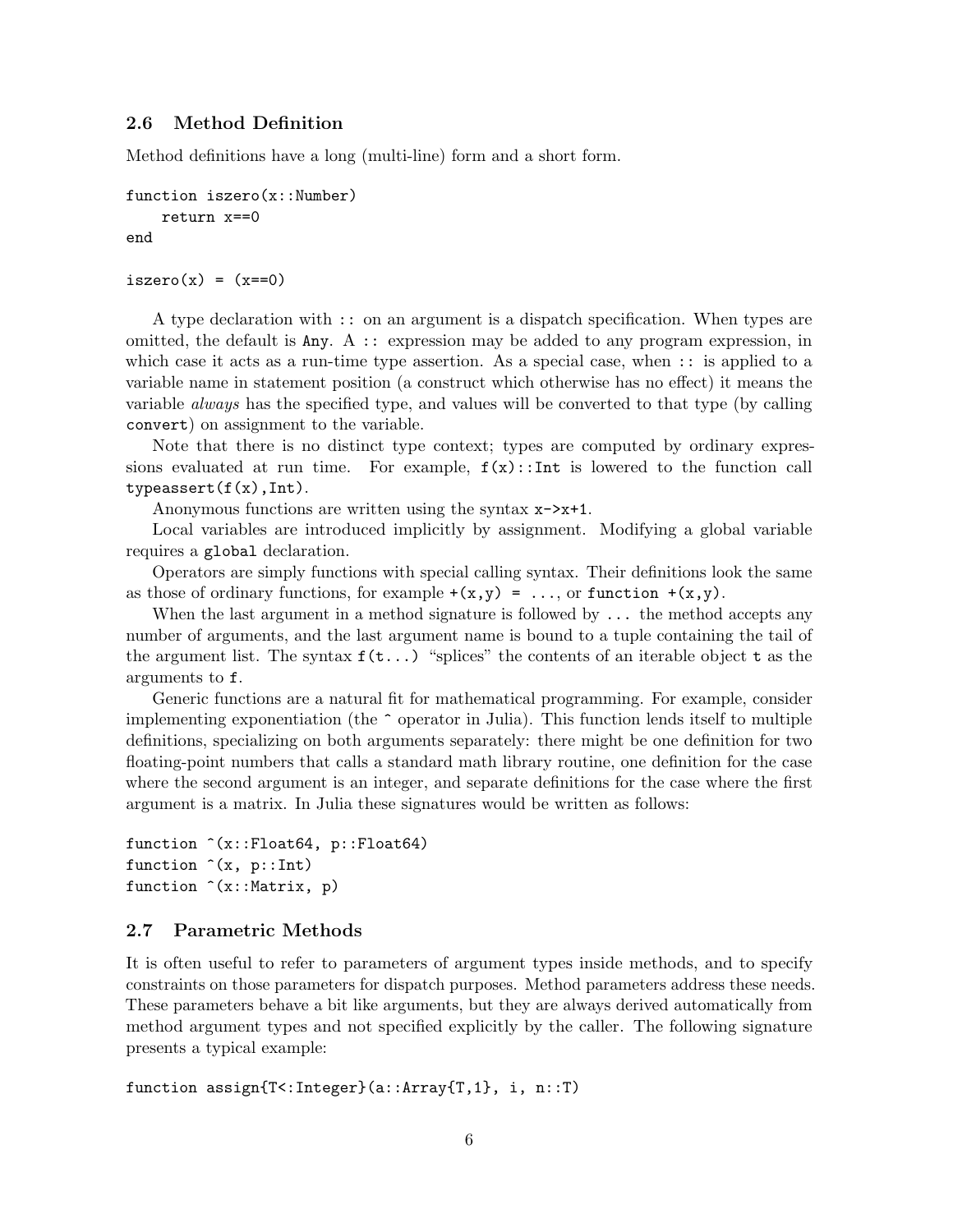### 2.6 Method Definition

Method definitions have a long (multi-line) form and a short form.

```
function iszero(x::Number)
    return x==0
end

iszero(x) = (x==0)
```

A type declaration with `::` on an argument is a dispatch specification. When types are omitted, the default is `Any`. A `::` expression may be added to any program expression, in which case it acts as a run-time type assertion. As a special case, when `::` is applied to a variable name in statement position (a construct which otherwise has no effect) it means the variable *always* has the specified type, and values will be converted to that type (by calling `convert`) on assignment to the variable.

Note that there is no distinct type context; types are computed by ordinary expressions evaluated at run time. For example, `f(x)::Int` is lowered to the function call `typeassert(f(x),Int)`.

Anonymous functions are written using the syntax `x->x+1`.

Local variables are introduced implicitly by assignment. Modifying a global variable requires a `global` declaration.

Operators are simply functions with special calling syntax. Their definitions look the same as those of ordinary functions, for example `+(x,y) = ...`, or `function +(x,y)`.

When the last argument in a method signature is followed by `...` the method accepts any number of arguments, and the last argument name is bound to a tuple containing the tail of the argument list. The syntax `f(t...)` "splices" the contents of an iterable object `t` as the arguments to `f`.

Generic functions are a natural fit for mathematical programming. For example, consider implementing exponentiation (the `^` operator in Julia). This function lends itself to multiple definitions, specializing on both arguments separately: there might be one definition for two floating-point numbers that calls a standard math library routine, one definition for the case where the second argument is an integer, and separate definitions for the case where the first argument is a matrix. In Julia these signatures would be written as follows:

```
function ^(x::Float64, p::Float64)
function ^(x, p::Int)
function ^(x::Matrix, p)
```

### 2.7 Parametric Methods

It is often useful to refer to parameters of argument types inside methods, and to specify constraints on those parameters for dispatch purposes. Method parameters address these needs. These parameters behave a bit like arguments, but they are always derived automatically from method argument types and not specified explicitly by the caller. The following signature presents a typical example:

```
function assign{T<:Integer}(a::Array{T,1}, i, n::T)
```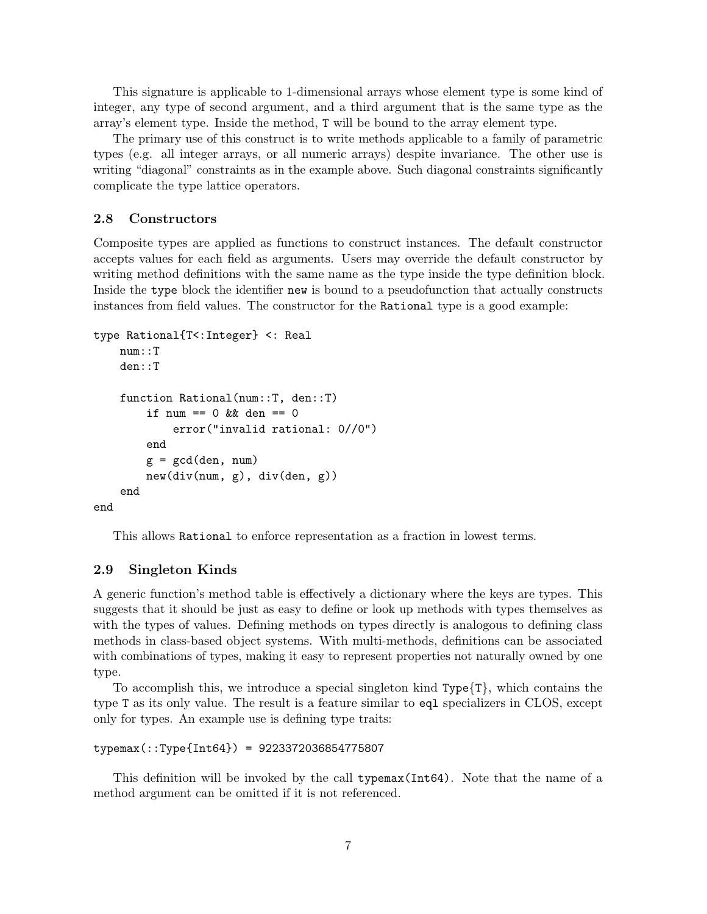This signature is applicable to 1-dimensional arrays whose element type is some kind of integer, any type of second argument, and a third argument that is the same type as the array's element type. Inside the method, `T` will be bound to the array element type.

The primary use of this construct is to write methods applicable to a family of parametric types (e.g. all integer arrays, or all numeric arrays) despite invariance. The other use is writing "diagonal" constraints as in the example above. Such diagonal constraints significantly complicate the type lattice operators.

### 2.8 Constructors

Composite types are applied as functions to construct instances. The default constructor accepts values for each field as arguments. Users may override the default constructor by writing method definitions with the same name as the type inside the type definition block. Inside the `type` block the identifier `new` is bound to a pseudofunction that actually constructs instances from field values. The constructor for the `Rational` type is a good example:

```
type Rational{T<:Integer} <: Real
    num::T
    den::T

    function Rational(num::T, den::T)
        if num == 0 && den == 0
            error("invalid rational: 0//0")
        end
        g = gcd(den, num)
        new(div(num, g), div(den, g))
    end
end
```

This allows `Rational` to enforce representation as a fraction in lowest terms.

### 2.9 Singleton Kinds

A generic function's method table is effectively a dictionary where the keys are types. This suggests that it should be just as easy to define or look up methods with types themselves as with the types of values. Defining methods on types directly is analogous to defining class methods in class-based object systems. With multi-methods, definitions can be associated with combinations of types, making it easy to represent properties not naturally owned by one type.

To accomplish this, we introduce a special singleton kind `Type{T}`, which contains the type `T` as its only value. The result is a feature similar to `eql` specializers in CLOS, except only for types. An example use is defining type traits:

```
typemax(::Type{Int64}) = 9223372036854775807
```

This definition will be invoked by the call `typemax(Int64)`. Note that the name of a method argument can be omitted if it is not referenced.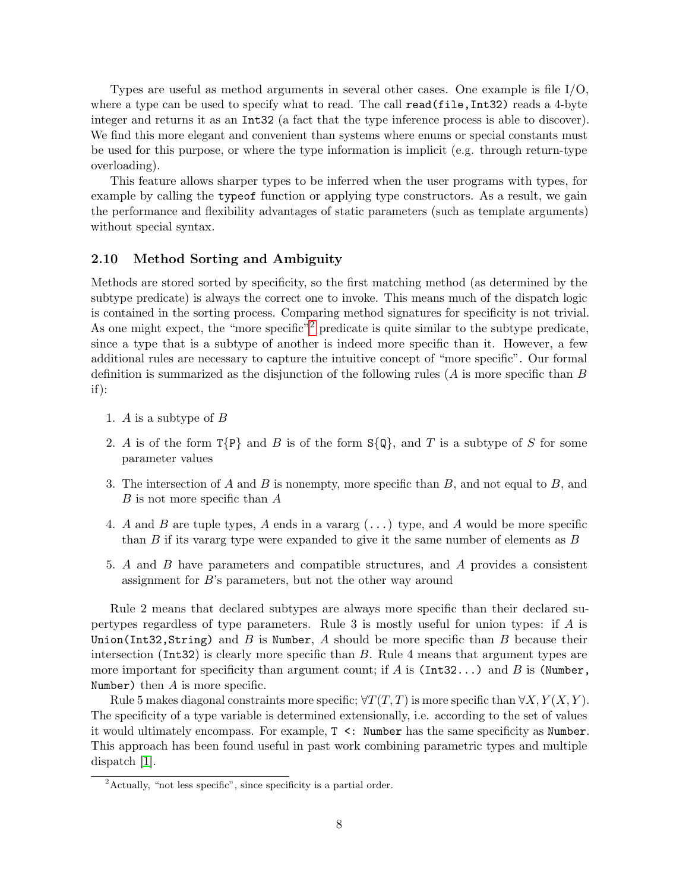Types are useful as method arguments in several other cases. One example is file I/O, where a type can be used to specify what to read. The call `read(file,Int32)` reads a 4-byte integer and returns it as an `Int32` (a fact that the type inference process is able to discover). We find this more elegant and convenient than systems where enums or special constants must be used for this purpose, or where the type information is implicit (e.g. through return-type overloading).

This feature allows sharper types to be inferred when the user programs with types, for example by calling the `typeof` function or applying type constructors. As a result, we gain the performance and flexibility advantages of static parameters (such as template arguments) without special syntax.

### 2.10 Method Sorting and Ambiguity

Methods are stored sorted by specificity, so the first matching method (as determined by the subtype predicate) is always the correct one to invoke. This means much of the dispatch logic is contained in the sorting process. Comparing method signatures for specificity is not trivial. As one might expect, the "more specific"[2] predicate is quite similar to the subtype predicate, since a type that is a subtype of another is indeed more specific than it. However, a few additional rules are necessary to capture the intuitive concept of "more specific". Our formal definition is summarized as the disjunction of the following rules ($A$ is more specific than $B$ if):

1. $A$ is a subtype of $B$
2. $A$ is of the form `T{P}` and $B$ is of the form `S{Q}`, and $T$ is a subtype of $S$ for some parameter values
3. The intersection of $A$ and $B$ is nonempty, more specific than $B$, and not equal to $B$, and $B$ is not more specific than $A$
4. $A$ and $B$ are tuple types, $A$ ends in a vararg (`...`) type, and $A$ would be more specific than $B$ if its vararg type were expanded to give it the same number of elements as $B$
5. $A$ and $B$ have parameters and compatible structures, and $A$ provides a consistent assignment for $B$'s parameters, but not the other way around

Rule 2 means that declared subtypes are always more specific than their declared supertypes regardless of type parameters. Rule 3 is mostly useful for union types: if $A$ is `Union(Int32,String)` and $B$ is `Number`, $A$ should be more specific than $B$ because their intersection (`Int32`) is clearly more specific than $B$. Rule 4 means that argument types are more important for specificity than argument count; if $A$ is `(Int32...)` and $B$ is `(Number, Number)` then $A$ is more specific.

Rule 5 makes diagonal constraints more specific; $\forall T(T, T)$ is more specific than $\forall X, Y(X, Y)$. The specificity of a type variable is determined extensionally, i.e. according to the set of values it would ultimately encompass. For example, `T <: Number` has the same specificity as `Number`. This approach has been found useful in past work combining parametric types and multiple dispatch [1].

[2] Actually, "not less specific", since specificity is a partial order.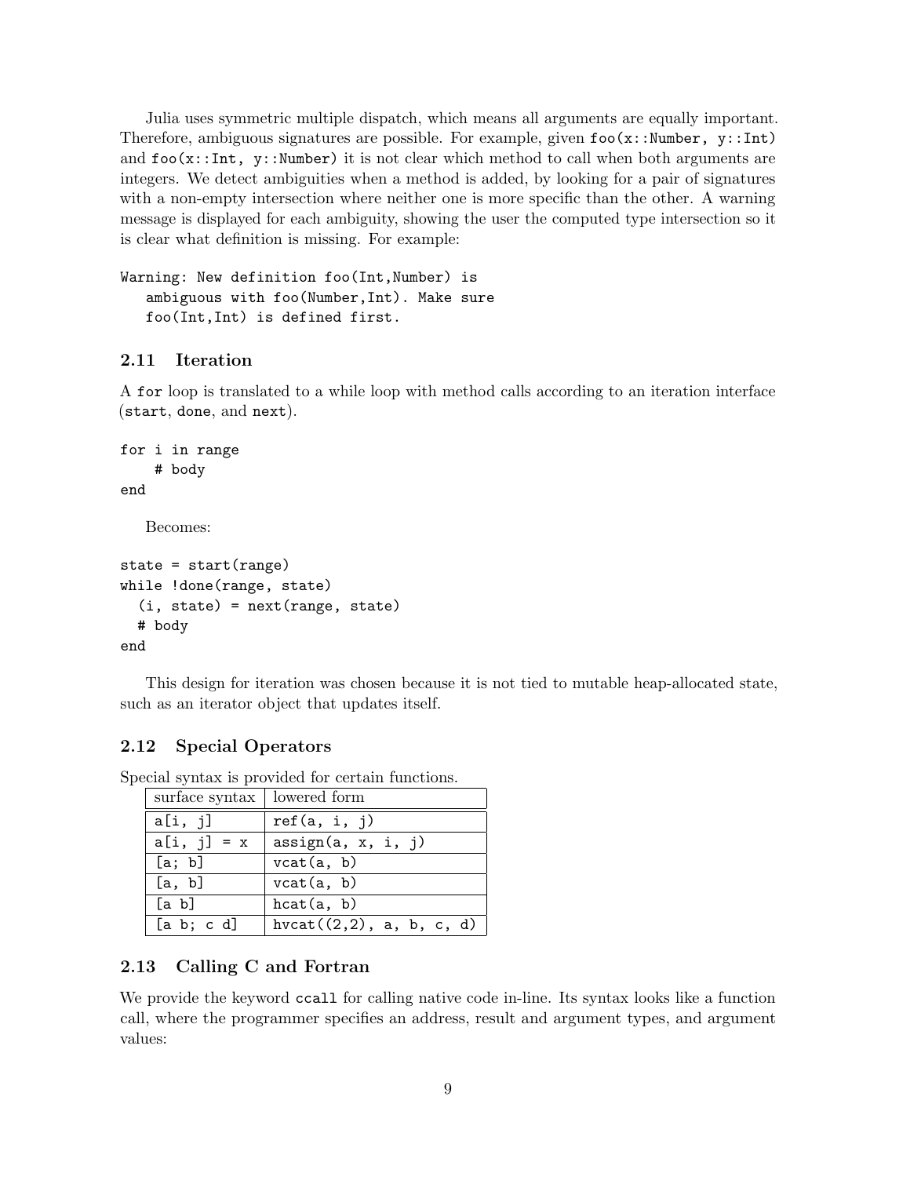Julia uses symmetric multiple dispatch, which means all arguments are equally important. Therefore, ambiguous signatures are possible. For example, given `foo(x::Number, y::Int)` and `foo(x::Int, y::Number)` it is not clear which method to call when both arguments are integers. We detect ambiguities when a method is added, by looking for a pair of signatures with a non-empty intersection where neither one is more specific than the other. A warning message is displayed for each ambiguity, showing the user the computed type intersection so it is clear what definition is missing. For example:

```
Warning: New definition foo(Int,Number) is
   ambiguous with foo(Number,Int). Make sure
   foo(Int,Int) is defined first.
```

### 2.11 Iteration

A `for` loop is translated to a while loop with method calls according to an iteration interface (`start`, `done`, and `next`).

```
for i in range
    # body
end
```

Becomes:

```
state = start(range)
while !done(range, state)
  (i, state) = next(range, state)
  # body
end
```

This design for iteration was chosen because it is not tied to mutable heap-allocated state, such as an iterator object that updates itself.

### 2.12 Special Operators

Special syntax is provided for certain functions.

| surface syntax | lowered form |
|---|---|
| `a[i, j]` | `ref(a, i, j)` |
| `a[i, j] = x` | `assign(a, x, i, j)` |
| `[a; b]` | `vcat(a, b)` |
| `[a, b]` | `vcat(a, b)` |
| `[a b]` | `hcat(a, b)` |
| `[a b; c d]` | `hvcat((2,2), a, b, c, d)` |

### 2.13 Calling C and Fortran

We provide the keyword `ccall` for calling native code in-line. Its syntax looks like a function call, where the programmer specifies an address, result and argument types, and argument values: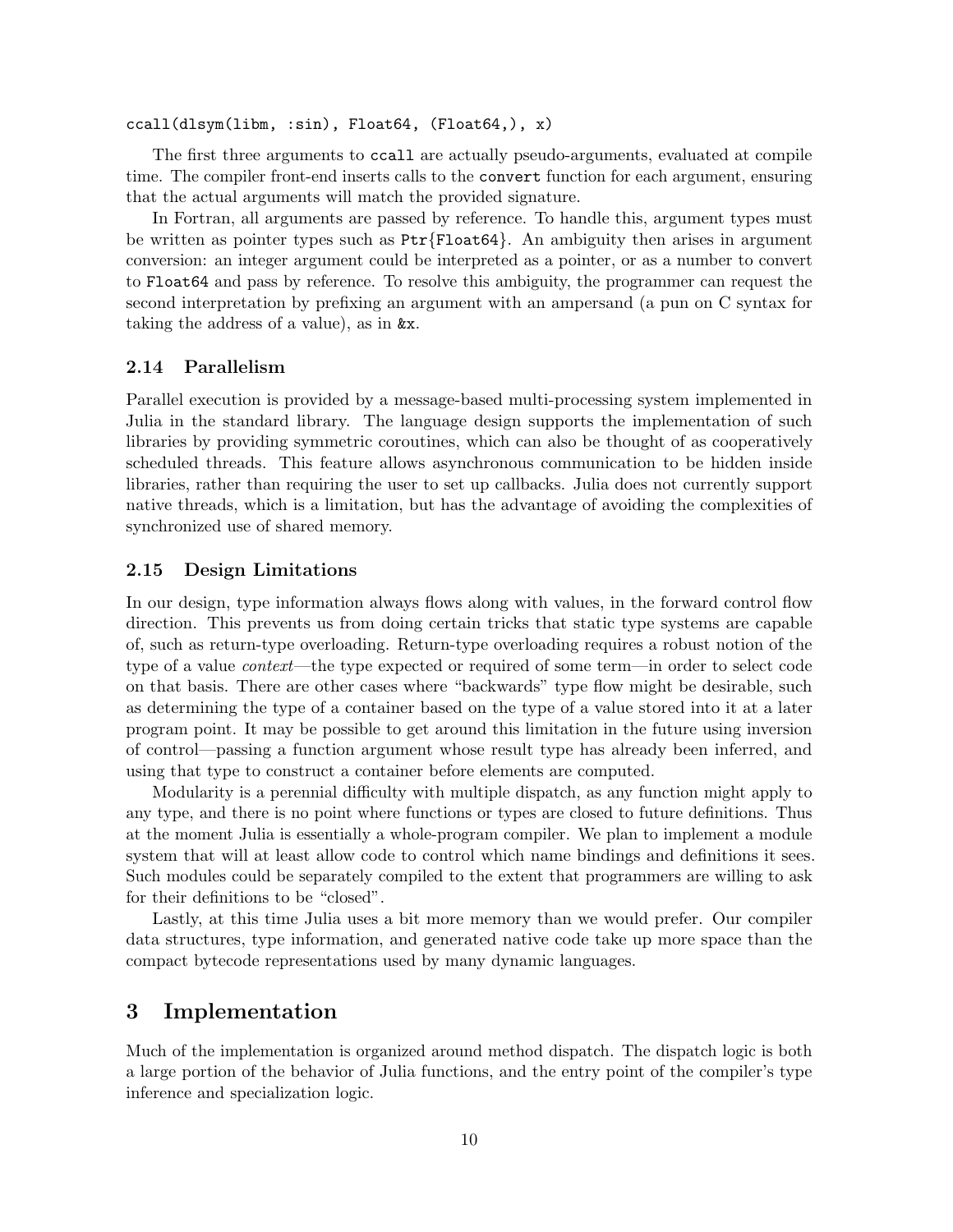```
ccall(dlsym(libm, :sin), Float64, (Float64,), x)
```

The first three arguments to `ccall` are actually pseudo-arguments, evaluated at compile time. The compiler front-end inserts calls to the `convert` function for each argument, ensuring that the actual arguments will match the provided signature.

In Fortran, all arguments are passed by reference. To handle this, argument types must be written as pointer types such as `Ptr{Float64}`. An ambiguity then arises in argument conversion: an integer argument could be interpreted as a pointer, or as a number to convert to `Float64` and pass by reference. To resolve this ambiguity, the programmer can request the second interpretation by prefixing an argument with an ampersand (a pun on C syntax for taking the address of a value), as in `&x`.

### 2.14 Parallelism

Parallel execution is provided by a message-based multi-processing system implemented in Julia in the standard library. The language design supports the implementation of such libraries by providing symmetric coroutines, which can also be thought of as cooperatively scheduled threads. This feature allows asynchronous communication to be hidden inside libraries, rather than requiring the user to set up callbacks. Julia does not currently support native threads, which is a limitation, but has the advantage of avoiding the complexities of synchronized use of shared memory.

### 2.15 Design Limitations

In our design, type information always flows along with values, in the forward control flow direction. This prevents us from doing certain tricks that static type systems are capable of, such as return-type overloading. Return-type overloading requires a robust notion of the type of a value *context*—the type expected or required of some term—in order to select code on that basis. There are other cases where "backwards" type flow might be desirable, such as determining the type of a container based on the type of a value stored into it at a later program point. It may be possible to get around this limitation in the future using inversion of control—passing a function argument whose result type has already been inferred, and using that type to construct a container before elements are computed.

Modularity is a perennial difficulty with multiple dispatch, as any function might apply to any type, and there is no point where functions or types are closed to future definitions. Thus at the moment Julia is essentially a whole-program compiler. We plan to implement a module system that will at least allow code to control which name bindings and definitions it sees. Such modules could be separately compiled to the extent that programmers are willing to ask for their definitions to be "closed".

Lastly, at this time Julia uses a bit more memory than we would prefer. Our compiler data structures, type information, and generated native code take up more space than the compact bytecode representations used by many dynamic languages.

## 3 Implementation

Much of the implementation is organized around method dispatch. The dispatch logic is both a large portion of the behavior of Julia functions, and the entry point of the compiler's type inference and specialization logic.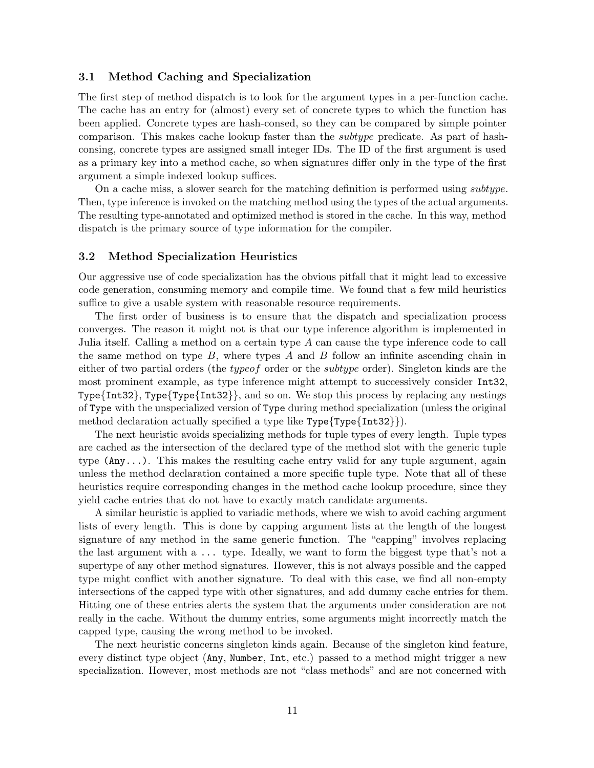### 3.1 Method Caching and Specialization

The first step of method dispatch is to look for the argument types in a per-function cache. The cache has an entry for (almost) every set of concrete types to which the function has been applied. Concrete types are hash-consed, so they can be compared by simple pointer comparison. This makes cache lookup faster than the *subtype* predicate. As part of hash-consing, concrete types are assigned small integer IDs. The ID of the first argument is used as a primary key into a method cache, so when signatures differ only in the type of the first argument a simple indexed lookup suffices.

On a cache miss, a slower search for the matching definition is performed using *subtype*. Then, type inference is invoked on the matching method using the types of the actual arguments. The resulting type-annotated and optimized method is stored in the cache. In this way, method dispatch is the primary source of type information for the compiler.

### 3.2 Method Specialization Heuristics

Our aggressive use of code specialization has the obvious pitfall that it might lead to excessive code generation, consuming memory and compile time. We found that a few mild heuristics suffice to give a usable system with reasonable resource requirements.

The first order of business is to ensure that the dispatch and specialization process converges. The reason it might not is that our type inference algorithm is implemented in Julia itself. Calling a method on a certain type $A$ can cause the type inference code to call the same method on type $B$, where types $A$ and $B$ follow an infinite ascending chain in either of two partial orders (the *typeof* order or the *subtype* order). Singleton kinds are the most prominent example, as type inference might attempt to successively consider `Int32`, `Type{Int32}`, `Type{Type{Int32}}`, and so on. We stop this process by replacing any nestings of `Type` with the unspecialized version of `Type` during method specialization (unless the original method declaration actually specified a type like `Type{Type{Int32}}`).

The next heuristic avoids specializing methods for tuple types of every length. Tuple types are cached as the intersection of the declared type of the method slot with the generic tuple type `(Any...)`. This makes the resulting cache entry valid for any tuple argument, again unless the method declaration contained a more specific tuple type. Note that all of these heuristics require corresponding changes in the method cache lookup procedure, since they yield cache entries that do not have to exactly match candidate arguments.

A similar heuristic is applied to variadic methods, where we wish to avoid caching argument lists of every length. This is done by capping argument lists at the length of the longest signature of any method in the same generic function. The "capping" involves replacing the last argument with a `...` type. Ideally, we want to form the biggest type that's not a supertype of any other method signatures. However, this is not always possible and the capped type might conflict with another signature. To deal with this case, we find all non-empty intersections of the capped type with other signatures, and add dummy cache entries for them. Hitting one of these entries alerts the system that the arguments under consideration are not really in the cache. Without the dummy entries, some arguments might incorrectly match the capped type, causing the wrong method to be invoked.

The next heuristic concerns singleton kinds again. Because of the singleton kind feature, every distinct type object (`Any`, `Number`, `Int`, etc.) passed to a method might trigger a new specialization. However, most methods are not "class methods" and are not concerned with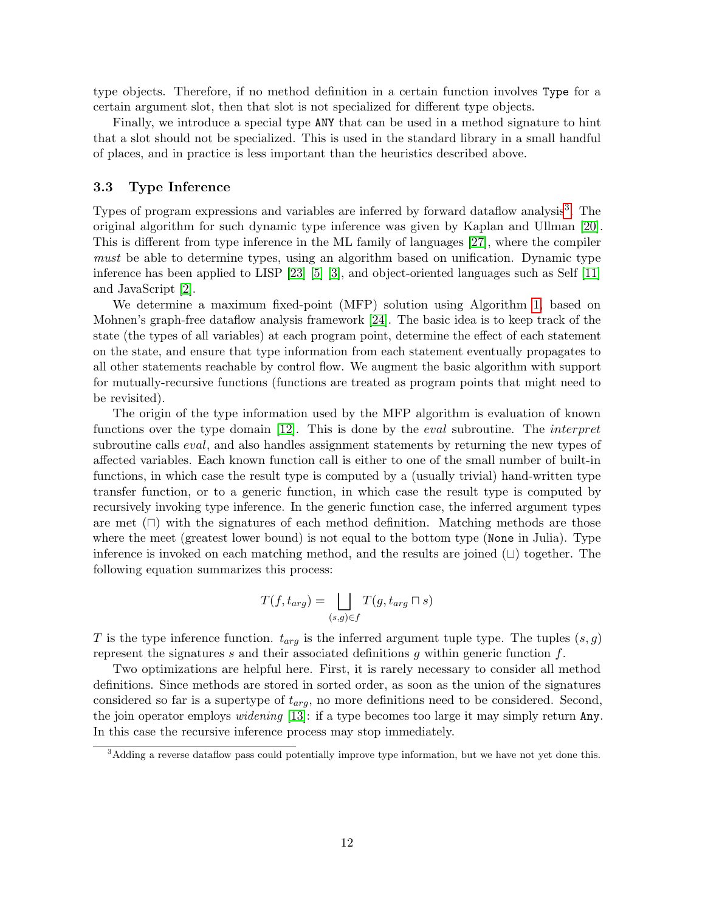type objects. Therefore, if no method definition in a certain function involves `Type` for a certain argument slot, then that slot is not specialized for different type objects.

Finally, we introduce a special type `ANY` that can be used in a method signature to hint that a slot should not be specialized. This is used in the standard library in a small handful of places, and in practice is less important than the heuristics described above.

### 3.3 Type Inference

Types of program expressions and variables are inferred by forward dataflow analysis[3]. The original algorithm for such dynamic type inference was given by Kaplan and Ullman [20]. This is different from type inference in the ML family of languages [27], where the compiler *must* be able to determine types, using an algorithm based on unification. Dynamic type inference has been applied to LISP [23] [5] [3], and object-oriented languages such as Self [11] and JavaScript [2].

We determine a maximum fixed-point (MFP) solution using Algorithm 1, based on Mohnen's graph-free dataflow analysis framework [24]. The basic idea is to keep track of the state (the types of all variables) at each program point, determine the effect of each statement on the state, and ensure that type information from each statement eventually propagates to all other statements reachable by control flow. We augment the basic algorithm with support for mutually-recursive functions (functions are treated as program points that might need to be revisited).

The origin of the type information used by the MFP algorithm is evaluation of known functions over the type domain [12]. This is done by the *eval* subroutine. The *interpret* subroutine calls *eval*, and also handles assignment statements by returning the new types of affected variables. Each known function call is either to one of the small number of built-in functions, in which case the result type is computed by a (usually trivial) hand-written type transfer function, or to a generic function, in which case the result type is computed by recursively invoking type inference. In the generic function case, the inferred argument types are met ($\sqcap$) with the signatures of each method definition. Matching methods are those where the meet (greatest lower bound) is not equal to the bottom type (`None` in Julia). Type inference is invoked on each matching method, and the results are joined ($\sqcup$) together. The following equation summarizes this process:

$$T(f, t_{arg}) = \bigsqcup_{(s,g)\in f} T(g, t_{arg} \sqcap s)$$

$T$ is the type inference function. $t_{arg}$ is the inferred argument tuple type. The tuples $(s, g)$ represent the signatures $s$ and their associated definitions $g$ within generic function $f$.

Two optimizations are helpful here. First, it is rarely necessary to consider all method definitions. Since methods are stored in sorted order, as soon as the union of the signatures considered so far is a supertype of $t_{arg}$, no more definitions need to be considered. Second, the join operator employs *widening* [13]: if a type becomes too large it may simply return `Any`. In this case the recursive inference process may stop immediately.

[3]Adding a reverse dataflow pass could potentially improve type information, but we have not yet done this.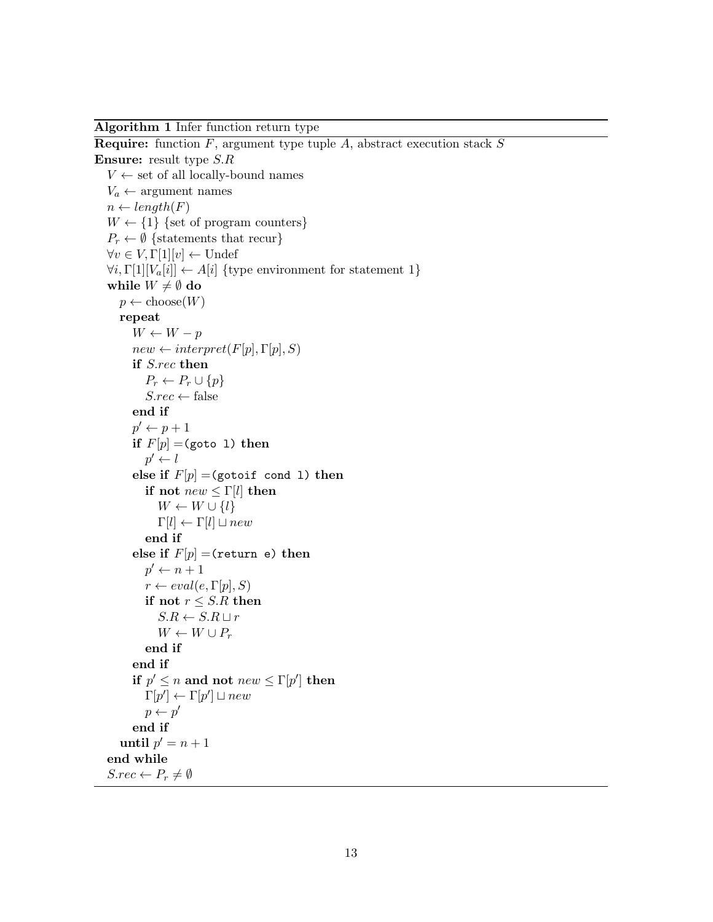**Algorithm 1** Infer function return type

**Require:** function $F$, argument type tuple $A$, abstract execution stack $S$
**Ensure:** result type $S.R$

```
V ← set of all locally-bound names
V_a ← argument names
n ← length(F)
W ← {1} {set of program counters}
P_r ← ∅ {statements that recur}
∀v ∈ V, Γ[1][v] ← Undef
∀i, Γ[1][V_a[i]] ← A[i] {type environment for statement 1}
while W ≠ ∅ do
  p ← choose(W)
  repeat
    W ← W − p
    new ← interpret(F[p], Γ[p], S)
    if S.rec then
      P_r ← P_r ∪ {p}
      S.rec ← false
    end if
    p' ← p + 1
    if F[p] =(goto l) then
      p' ← l
    else if F[p] =(gotoif cond l) then
      if not new ≤ Γ[l] then
        W ← W ∪ {l}
        Γ[l] ← Γ[l] ⊔ new
      end if
    else if F[p] =(return e) then
      p' ← n + 1
      r ← eval(e, Γ[p], S)
      if not r ≤ S.R then
        S.R ← S.R ⊔ r
        W ← W ∪ P_r
      end if
    end if
    if p' ≤ n and not new ≤ Γ[p'] then
      Γ[p'] ← Γ[p'] ⊔ new
      p ← p'
    end if
  until p' = n + 1
end while
S.rec ← P_r ≠ ∅
```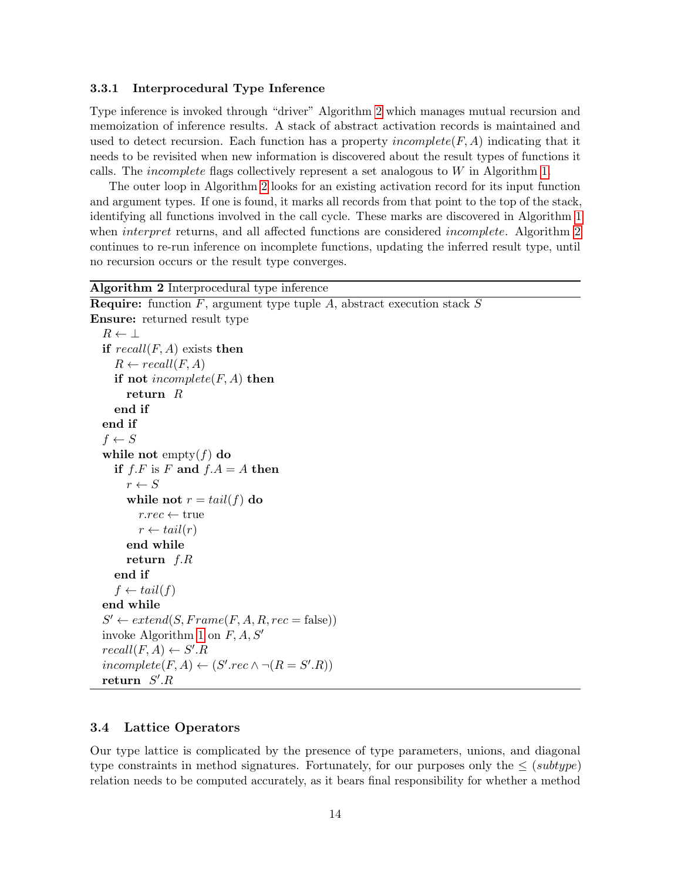### 3.3.1 Interprocedural Type Inference

Type inference is invoked through "driver" Algorithm 2 which manages mutual recursion and memoization of inference results. A stack of abstract activation records is maintained and used to detect recursion. Each function has a property $incomplete(F, A)$ indicating that it needs to be revisited when new information is discovered about the result types of functions it calls. The *incomplete* flags collectively represent a set analogous to $W$ in Algorithm 1.

The outer loop in Algorithm 2 looks for an existing activation record for its input function and argument types. If one is found, it marks all records from that point to the top of the stack, identifying all functions involved in the call cycle. These marks are discovered in Algorithm 1 when *interpret* returns, and all affected functions are considered *incomplete*. Algorithm 2 continues to re-run inference on incomplete functions, updating the inferred result type, until no recursion occurs or the result type converges.

**Algorithm 2** Interprocedural type inference

**Require:** function $F$, argument type tuple $A$, abstract execution stack $S$
**Ensure:** returned result type

```
R ← ⊥
if recall(F, A) exists then
  R ← recall(F, A)
  if not incomplete(F, A) then
    return R
  end if
end if
f ← S
while not empty(f) do
  if f.F is F and f.A = A then
    r ← S
    while not r = tail(f) do
      r.rec ← true
      r ← tail(r)
    end while
    return f.R
  end if
  f ← tail(f)
end while
S′ ← extend(S, Frame(F, A, R, rec = false))
invoke Algorithm 1 on F, A, S′
recall(F, A) ← S′.R
incomplete(F, A) ← (S′.rec ∧ ¬(R = S′.R))
return S′.R
```

## 3.4 Lattice Operators

Our type lattice is complicated by the presence of type parameters, unions, and diagonal type constraints in method signatures. Fortunately, for our purposes only the $\leq$ (*subtype*) relation needs to be computed accurately, as it bears final responsibility for whether a method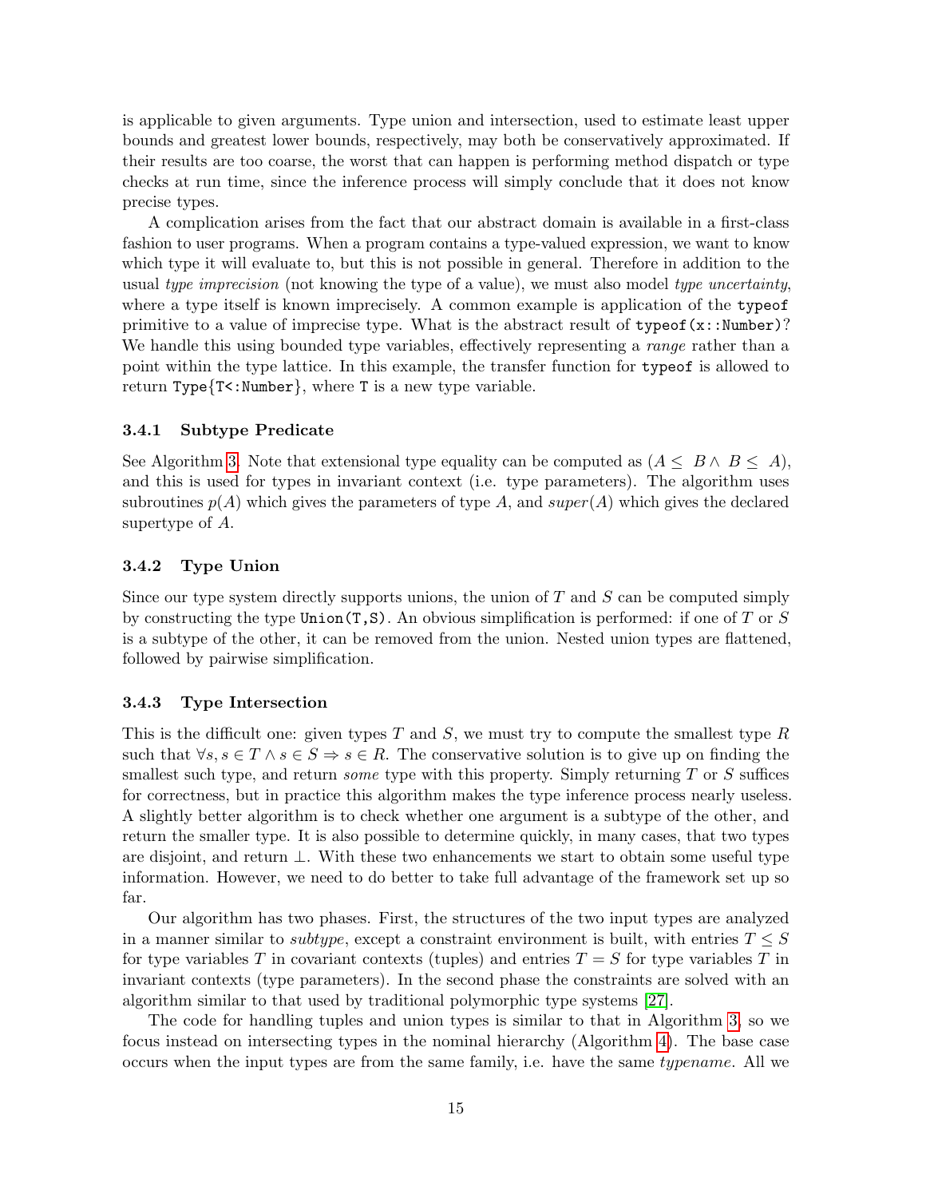is applicable to given arguments. Type union and intersection, used to estimate least upper bounds and greatest lower bounds, respectively, may both be conservatively approximated. If their results are too coarse, the worst that can happen is performing method dispatch or type checks at run time, since the inference process will simply conclude that it does not know precise types.

A complication arises from the fact that our abstract domain is available in a first-class fashion to user programs. When a program contains a type-valued expression, we want to know which type it will evaluate to, but this is not possible in general. Therefore in addition to the usual *type imprecision* (not knowing the type of a value), we must also model *type uncertainty*, where a type itself is known imprecisely. A common example is application of the `typeof` primitive to a value of imprecise type. What is the abstract result of `typeof(x::Number)`? We handle this using bounded type variables, effectively representing a *range* rather than a point within the type lattice. In this example, the transfer function for `typeof` is allowed to return `Type{T<:Number}`, where `T` is a new type variable.

### 3.4.1 Subtype Predicate

See Algorithm 3. Note that extensional type equality can be computed as $(A \leq B \wedge B \leq A)$, and this is used for types in invariant context (i.e. type parameters). The algorithm uses subroutines $p(A)$ which gives the parameters of type $A$, and $super(A)$ which gives the declared supertype of $A$.

### 3.4.2 Type Union

Since our type system directly supports unions, the union of $T$ and $S$ can be computed simply by constructing the type `Union(T,S)`. An obvious simplification is performed: if one of $T$ or $S$ is a subtype of the other, it can be removed from the union. Nested union types are flattened, followed by pairwise simplification.

### 3.4.3 Type Intersection

This is the difficult one: given types $T$ and $S$, we must try to compute the smallest type $R$ such that $\forall s, s \in T \wedge s \in S \Rightarrow s \in R$. The conservative solution is to give up on finding the smallest such type, and return *some* type with this property. Simply returning $T$ or $S$ suffices for correctness, but in practice this algorithm makes the type inference process nearly useless. A slightly better algorithm is to check whether one argument is a subtype of the other, and return the smaller type. It is also possible to determine quickly, in many cases, that two types are disjoint, and return $\perp$. With these two enhancements we start to obtain some useful type information. However, we need to do better to take full advantage of the framework set up so far.

Our algorithm has two phases. First, the structures of the two input types are analyzed in a manner similar to *subtype*, except a constraint environment is built, with entries $T \leq S$ for type variables $T$ in covariant contexts (tuples) and entries $T = S$ for type variables $T$ in invariant contexts (type parameters). In the second phase the constraints are solved with an algorithm similar to that used by traditional polymorphic type systems [27].

The code for handling tuples and union types is similar to that in Algorithm 3, so we focus instead on intersecting types in the nominal hierarchy (Algorithm 4). The base case occurs when the input types are from the same family, i.e. have the same *typename*. All we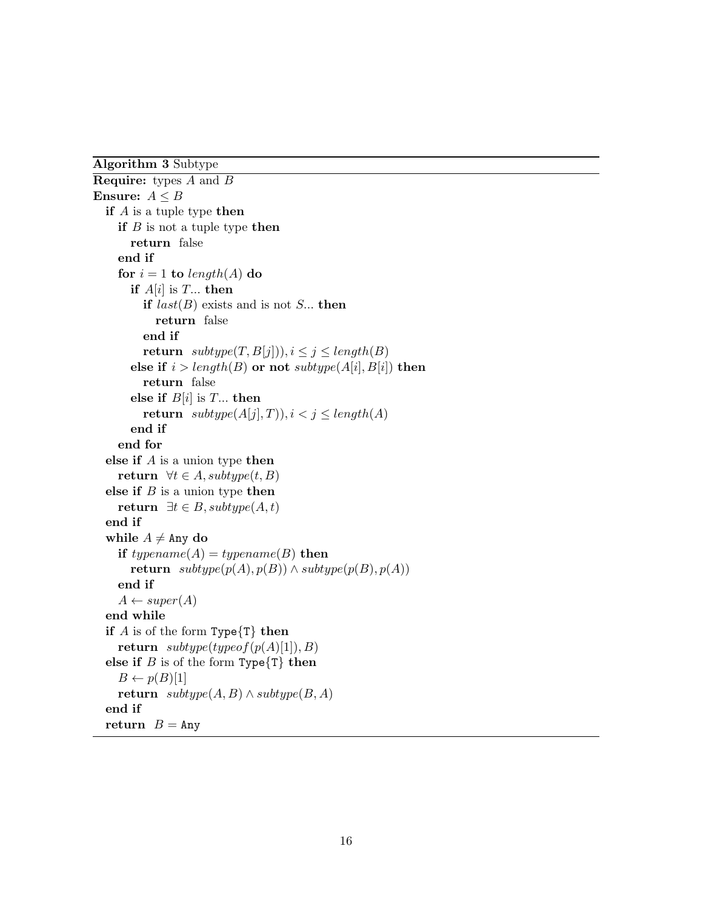**Algorithm 3** Subtype

**Require:** types $A$ and $B$

**Ensure:** $A \leq B$

```
if A is a tuple type then
    if B is not a tuple type then
        return false
    end if
    for i = 1 to length(A) do
        if A[i] is T... then
            if last(B) exists and is not S... then
                return false
            end if
            return subtype(T, B[j])), i ≤ j ≤ length(B)
        else if i > length(B) or not subtype(A[i], B[i]) then
            return false
        else if B[i] is T... then
            return subtype(A[j], T)), i < j ≤ length(A)
        end if
    end for
else if A is a union type then
    return ∀t ∈ A, subtype(t, B)
else if B is a union type then
    return ∃t ∈ B, subtype(A, t)
end if
while A ≠ Any do
    if typename(A) = typename(B) then
        return subtype(p(A), p(B)) ∧ subtype(p(B), p(A))
    end if
    A ← super(A)
end while
if A is of the form Type{T} then
    return subtype(typeof(p(A)[1]), B)
else if B is of the form Type{T} then
    B ← p(B)[1]
    return subtype(A, B) ∧ subtype(B, A)
end if
return B = Any
```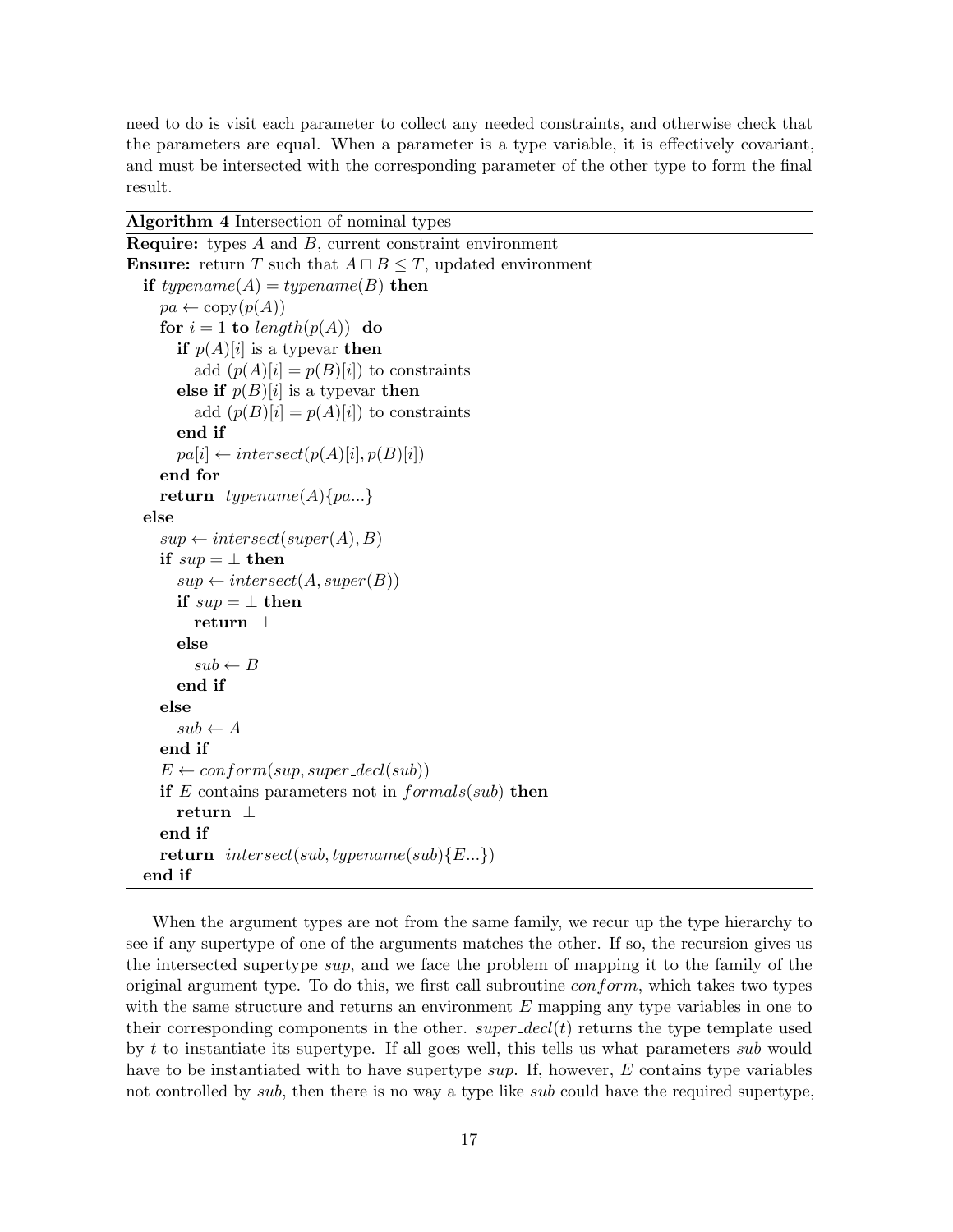need to do is visit each parameter to collect any needed constraints, and otherwise check that the parameters are equal. When a parameter is a type variable, it is effectively covariant, and must be intersected with the corresponding parameter of the other type to form the final result.

**Algorithm 4** Intersection of nominal types

```
Require: types A and B, current constraint environment
Ensure: return T such that A ⊓ B ≤ T, updated environment
  if typename(A) = typename(B) then
    pa ← copy(p(A))
    for i = 1 to length(p(A)) do
      if p(A)[i] is a typevar then
        add (p(A)[i] = p(B)[i]) to constraints
      else if p(B)[i] is a typevar then
        add (p(B)[i] = p(A)[i]) to constraints
      end if
      pa[i] ← intersect(p(A)[i], p(B)[i])
    end for
    return typename(A){pa...}
  else
    sup ← intersect(super(A), B)
    if sup = ⊥ then
      sup ← intersect(A, super(B))
      if sup = ⊥ then
        return ⊥
      else
        sub ← B
      end if
    else
      sub ← A
    end if
    E ← conform(sup, super_decl(sub))
    if E contains parameters not in formals(sub) then
      return ⊥
    end if
    return intersect(sub, typename(sub){E...})
  end if
```

When the argument types are not from the same family, we recur up the type hierarchy to see if any supertype of one of the arguments matches the other. If so, the recursion gives us the intersected supertype *sup*, and we face the problem of mapping it to the family of the original argument type. To do this, we first call subroutine *conform*, which takes two types with the same structure and returns an environment $E$ mapping any type variables in one to their corresponding components in the other. *super_decl*$(t)$ returns the type template used by $t$ to instantiate its supertype. If all goes well, this tells us what parameters *sub* would have to be instantiated with to have supertype *sup*. If, however, $E$ contains type variables not controlled by *sub*, then there is no way a type like *sub* could have the required supertype,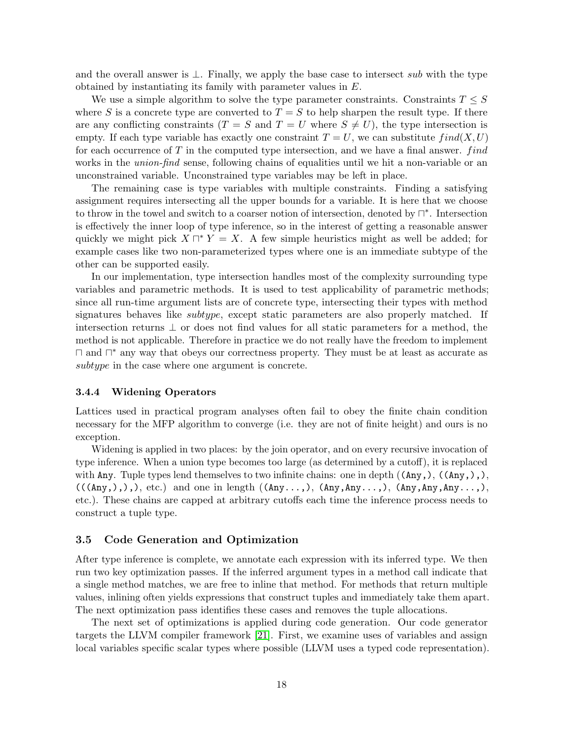and the overall answer is $\perp$. Finally, we apply the base case to intersect *sub* with the type obtained by instantiating its family with parameter values in $E$.

We use a simple algorithm to solve the type parameter constraints. Constraints $T \leq S$ where $S$ is a concrete type are converted to $T = S$ to help sharpen the result type. If there are any conflicting constraints ($T = S$ and $T = U$ where $S \neq U$), the type intersection is empty. If each type variable has exactly one constraint $T = U$, we can substitute $find(X, U)$ for each occurrence of $T$ in the computed type intersection, and we have a final answer. $find$ works in the *union-find* sense, following chains of equalities until we hit a non-variable or an unconstrained variable. Unconstrained type variables may be left in place.

The remaining case is type variables with multiple constraints. Finding a satisfying assignment requires intersecting all the upper bounds for a variable. It is here that we choose to throw in the towel and switch to a coarser notion of intersection, denoted by $\sqcap^*$. Intersection is effectively the inner loop of type inference, so in the interest of getting a reasonable answer quickly we might pick $X \sqcap^* Y = X$. A few simple heuristics might as well be added; for example cases like two non-parameterized types where one is an immediate subtype of the other can be supported easily.

In our implementation, type intersection handles most of the complexity surrounding type variables and parametric methods. It is used to test applicability of parametric methods; since all run-time argument lists are of concrete type, intersecting their types with method signatures behaves like *subtype*, except static parameters are also properly matched. If intersection returns $\perp$ or does not find values for all static parameters for a method, the method is not applicable. Therefore in practice we do not really have the freedom to implement $\sqcap$ and $\sqcap^*$ any way that obeys our correctness property. They must be at least as accurate as *subtype* in the case where one argument is concrete.

### 3.4.4 Widening Operators

Lattices used in practical program analyses often fail to obey the finite chain condition necessary for the MFP algorithm to converge (i.e. they are not of finite height) and ours is no exception.

Widening is applied in two places: by the join operator, and on every recursive invocation of type inference. When a union type becomes too large (as determined by a cutoff), it is replaced with `Any`. Tuple types lend themselves to two infinite chains: one in depth (`(Any,)`, `((Any,),)`, `(((Any,),),)`, etc.) and one in length (`(Any...,)`, `(Any,Any...,)`, `(Any,Any,Any...,)`, etc.). These chains are capped at arbitrary cutoffs each time the inference process needs to construct a tuple type.

## 3.5 Code Generation and Optimization

After type inference is complete, we annotate each expression with its inferred type. We then run two key optimization passes. If the inferred argument types in a method call indicate that a single method matches, we are free to inline that method. For methods that return multiple values, inlining often yields expressions that construct tuples and immediately take them apart. The next optimization pass identifies these cases and removes the tuple allocations.

The next set of optimizations is applied during code generation. Our code generator targets the LLVM compiler framework [21]. First, we examine uses of variables and assign local variables specific scalar types where possible (LLVM uses a typed code representation).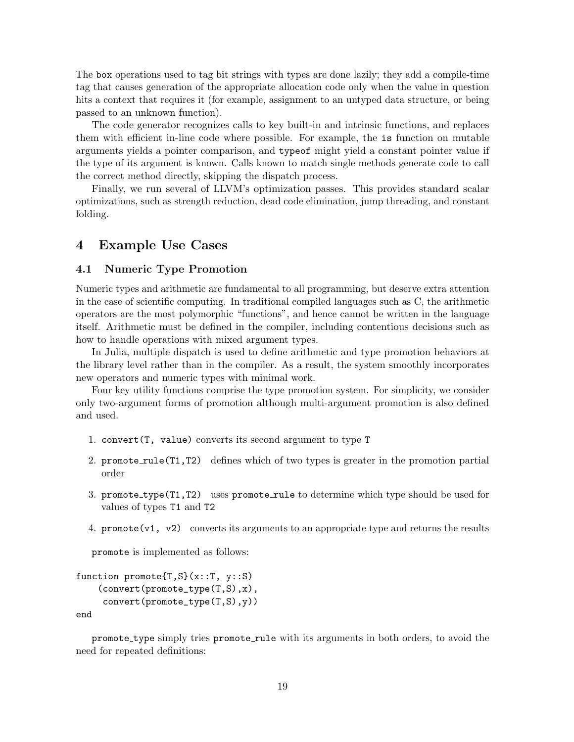The `box` operations used to tag bit strings with types are done lazily; they add a compile-time tag that causes generation of the appropriate allocation code only when the value in question hits a context that requires it (for example, assignment to an untyped data structure, or being passed to an unknown function).

The code generator recognizes calls to key built-in and intrinsic functions, and replaces them with efficient in-line code where possible. For example, the `is` function on mutable arguments yields a pointer comparison, and `typeof` might yield a constant pointer value if the type of its argument is known. Calls known to match single methods generate code to call the correct method directly, skipping the dispatch process.

Finally, we run several of LLVM's optimization passes. This provides standard scalar optimizations, such as strength reduction, dead code elimination, jump threading, and constant folding.

## 4 Example Use Cases

### 4.1 Numeric Type Promotion

Numeric types and arithmetic are fundamental to all programming, but deserve extra attention in the case of scientific computing. In traditional compiled languages such as C, the arithmetic operators are the most polymorphic "functions", and hence cannot be written in the language itself. Arithmetic must be defined in the compiler, including contentious decisions such as how to handle operations with mixed argument types.

In Julia, multiple dispatch is used to define arithmetic and type promotion behaviors at the library level rather than in the compiler. As a result, the system smoothly incorporates new operators and numeric types with minimal work.

Four key utility functions comprise the type promotion system. For simplicity, we consider only two-argument forms of promotion although multi-argument promotion is also defined and used.

1. `convert(T, value)` converts its second argument to type `T`
2. `promote_rule(T1,T2)` defines which of two types is greater in the promotion partial order
3. `promote_type(T1,T2)` uses `promote_rule` to determine which type should be used for values of types `T1` and `T2`
4. `promote(v1, v2)` converts its arguments to an appropriate type and returns the results

`promote` is implemented as follows:

```
function promote{T,S}(x::T, y::S)
    (convert(promote_type(T,S),x),
     convert(promote_type(T,S),y))
end
```

`promote_type` simply tries `promote_rule` with its arguments in both orders, to avoid the need for repeated definitions: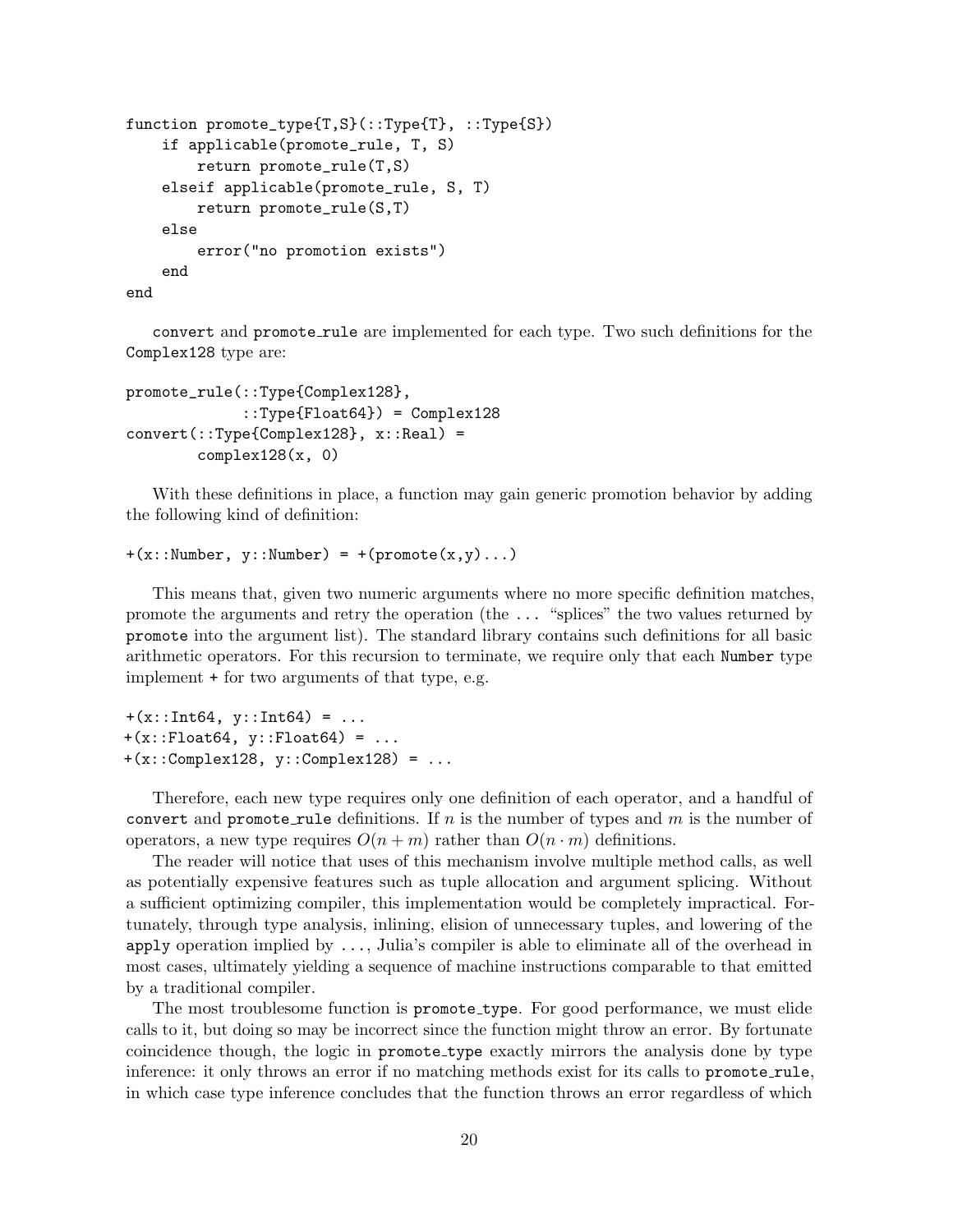```
function promote_type{T,S}(::Type{T}, ::Type{S})
    if applicable(promote_rule, T, S)
        return promote_rule(T,S)
    elseif applicable(promote_rule, S, T)
        return promote_rule(S,T)
    else
        error("no promotion exists")
    end
end
```

`convert` and `promote_rule` are implemented for each type. Two such definitions for the `Complex128` type are:

```
promote_rule(::Type{Complex128},
             ::Type{Float64}) = Complex128
convert(::Type{Complex128}, x::Real) =
        complex128(x, 0)
```

With these definitions in place, a function may gain generic promotion behavior by adding the following kind of definition:

```
+(x::Number, y::Number) = +(promote(x,y)...)
```

This means that, given two numeric arguments where no more specific definition matches, promote the arguments and retry the operation (the `...` "splices" the two values returned by `promote` into the argument list). The standard library contains such definitions for all basic arithmetic operators. For this recursion to terminate, we require only that each `Number` type implement `+` for two arguments of that type, e.g.

```
+(x::Int64, y::Int64) = ...
+(x::Float64, y::Float64) = ...
+(x::Complex128, y::Complex128) = ...
```

Therefore, each new type requires only one definition of each operator, and a handful of `convert` and `promote_rule` definitions. If $n$ is the number of types and $m$ is the number of operators, a new type requires $O(n + m)$ rather than $O(n \cdot m)$ definitions.

The reader will notice that uses of this mechanism involve multiple method calls, as well as potentially expensive features such as tuple allocation and argument splicing. Without a sufficient optimizing compiler, this implementation would be completely impractical. Fortunately, through type analysis, inlining, elision of unnecessary tuples, and lowering of the `apply` operation implied by `...`, Julia's compiler is able to eliminate all of the overhead in most cases, ultimately yielding a sequence of machine instructions comparable to that emitted by a traditional compiler.

The most troublesome function is `promote_type`. For good performance, we must elide calls to it, but doing so may be incorrect since the function might throw an error. By fortunate coincidence though, the logic in `promote_type` exactly mirrors the analysis done by type inference: it only throws an error if no matching methods exist for its calls to `promote_rule`, in which case type inference concludes that the function throws an error regardless of which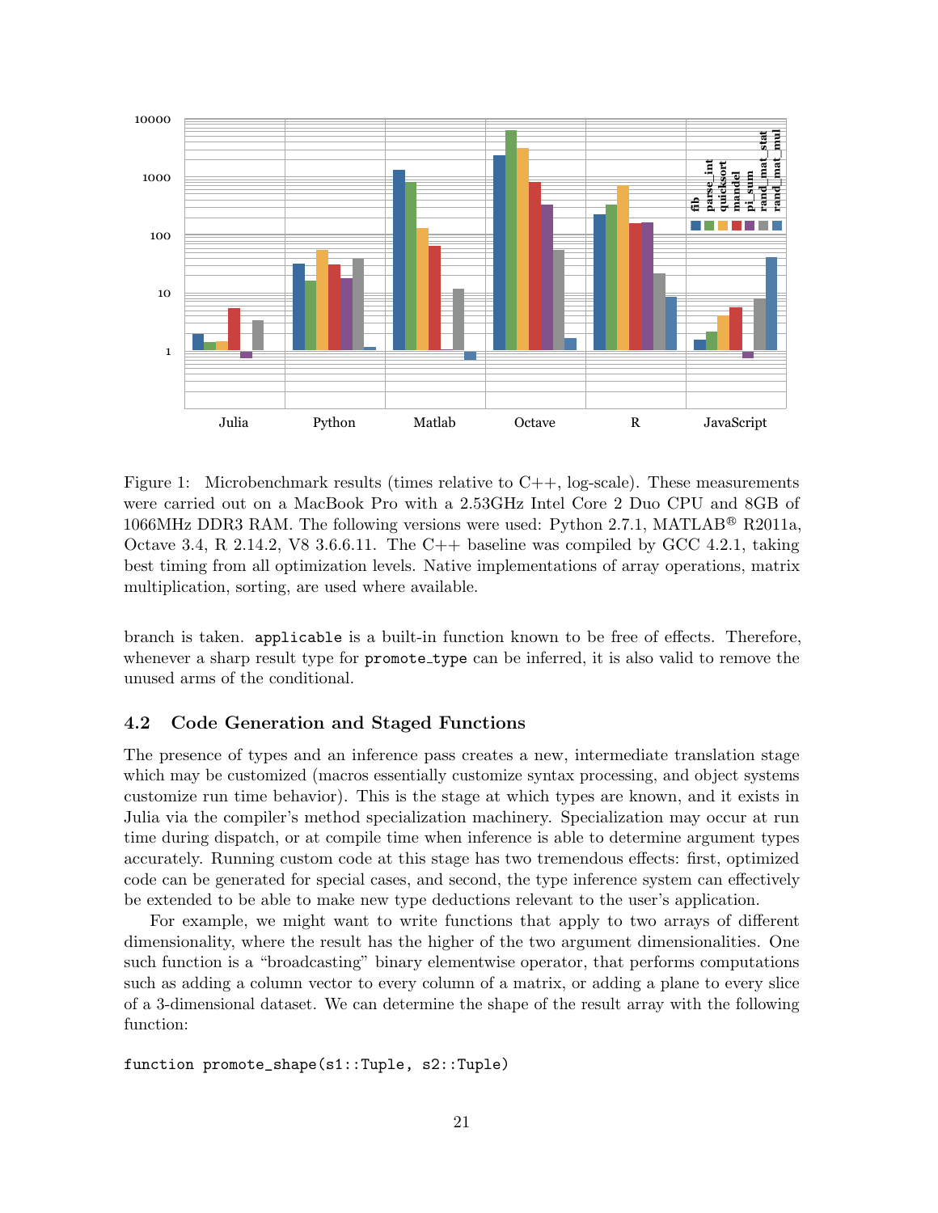Figure 1: Microbenchmark results (times relative to C++, log-scale). These measurements were carried out on a MacBook Pro with a 2.53GHz Intel Core 2 Duo CPU and 8GB of 1066MHz DDR3 RAM. The following versions were used: Python 2.7.1, MATLAB® R2011a, Octave 3.4, R 2.14.2, V8 3.6.6.11. The C++ baseline was compiled by GCC 4.2.1, taking best timing from all optimization levels. Native implementations of array operations, matrix multiplication, sorting, are used where available.

branch is taken. `applicable` is a built-in function known to be free of effects. Therefore, whenever a sharp result type for `promote_type` can be inferred, it is also valid to remove the unused arms of the conditional.

### 4.2 Code Generation and Staged Functions

The presence of types and an inference pass creates a new, intermediate translation stage which may be customized (macros essentially customize syntax processing, and object systems customize run time behavior). This is the stage at which types are known, and it exists in Julia via the compiler's method specialization machinery. Specialization may occur at run time during dispatch, or at compile time when inference is able to determine argument types accurately. Running custom code at this stage has two tremendous effects: first, optimized code can be generated for special cases, and second, the type inference system can effectively be extended to be able to make new type deductions relevant to the user's application.

For example, we might want to write functions that apply to two arrays of different dimensionality, where the result has the higher of the two argument dimensionalities. One such function is a "broadcasting" binary elementwise operator, that performs computations such as adding a column vector to every column of a matrix, or adding a plane to every slice of a 3-dimensional dataset. We can determine the shape of the result array with the following function:

```
function promote_shape(s1::Tuple, s2::Tuple)
```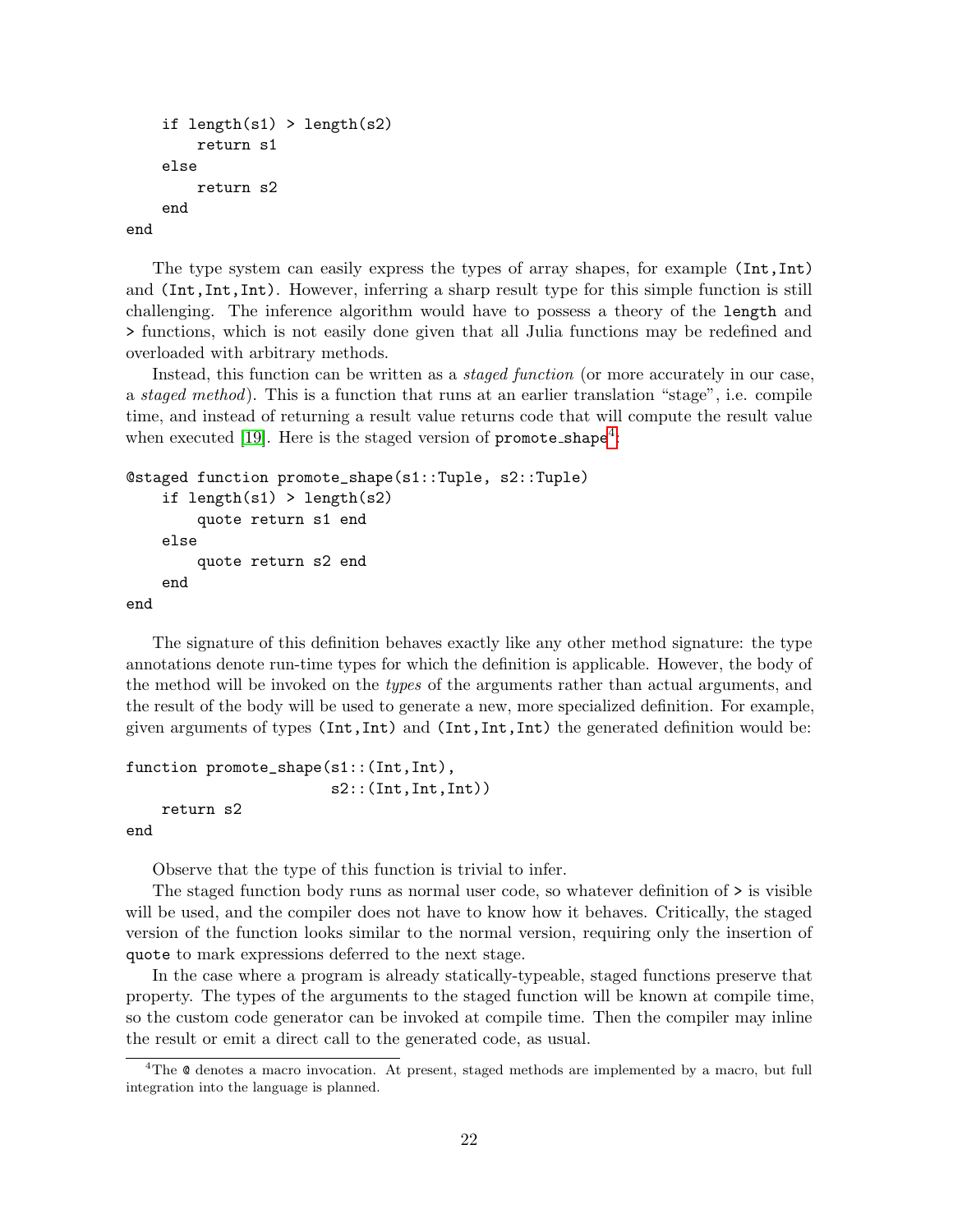```
    if length(s1) > length(s2)
        return s1
    else
        return s2
    end
end
```

The type system can easily express the types of array shapes, for example `(Int,Int)` and `(Int,Int,Int)`. However, inferring a sharp result type for this simple function is still challenging. The inference algorithm would have to possess a theory of the `length` and `>` functions, which is not easily done given that all Julia functions may be redefined and overloaded with arbitrary methods.

Instead, this function can be written as a *staged function* (or more accurately in our case, a *staged method*). This is a function that runs at an earlier translation "stage", i.e. compile time, and instead of returning a result value returns code that will compute the result value when executed [19]. Here is the staged version of `promote_shape`[4]:

```
@staged function promote_shape(s1::Tuple, s2::Tuple)
    if length(s1) > length(s2)
        quote return s1 end
    else
        quote return s2 end
    end
end
```

The signature of this definition behaves exactly like any other method signature: the type annotations denote run-time types for which the definition is applicable. However, the body of the method will be invoked on the *types* of the arguments rather than actual arguments, and the result of the body will be used to generate a new, more specialized definition. For example, given arguments of types `(Int,Int)` and `(Int,Int,Int)` the generated definition would be:

```
function promote_shape(s1::(Int,Int),
                       s2::(Int,Int,Int))
    return s2
end
```

Observe that the type of this function is trivial to infer.

The staged function body runs as normal user code, so whatever definition of `>` is visible will be used, and the compiler does not have to know how it behaves. Critically, the staged version of the function looks similar to the normal version, requiring only the insertion of `quote` to mark expressions deferred to the next stage.

In the case where a program is already statically-typeable, staged functions preserve that property. The types of the arguments to the staged function will be known at compile time, so the custom code generator can be invoked at compile time. Then the compiler may inline the result or emit a direct call to the generated code, as usual.

[4] The `@` denotes a macro invocation. At present, staged methods are implemented by a macro, but full integration into the language is planned.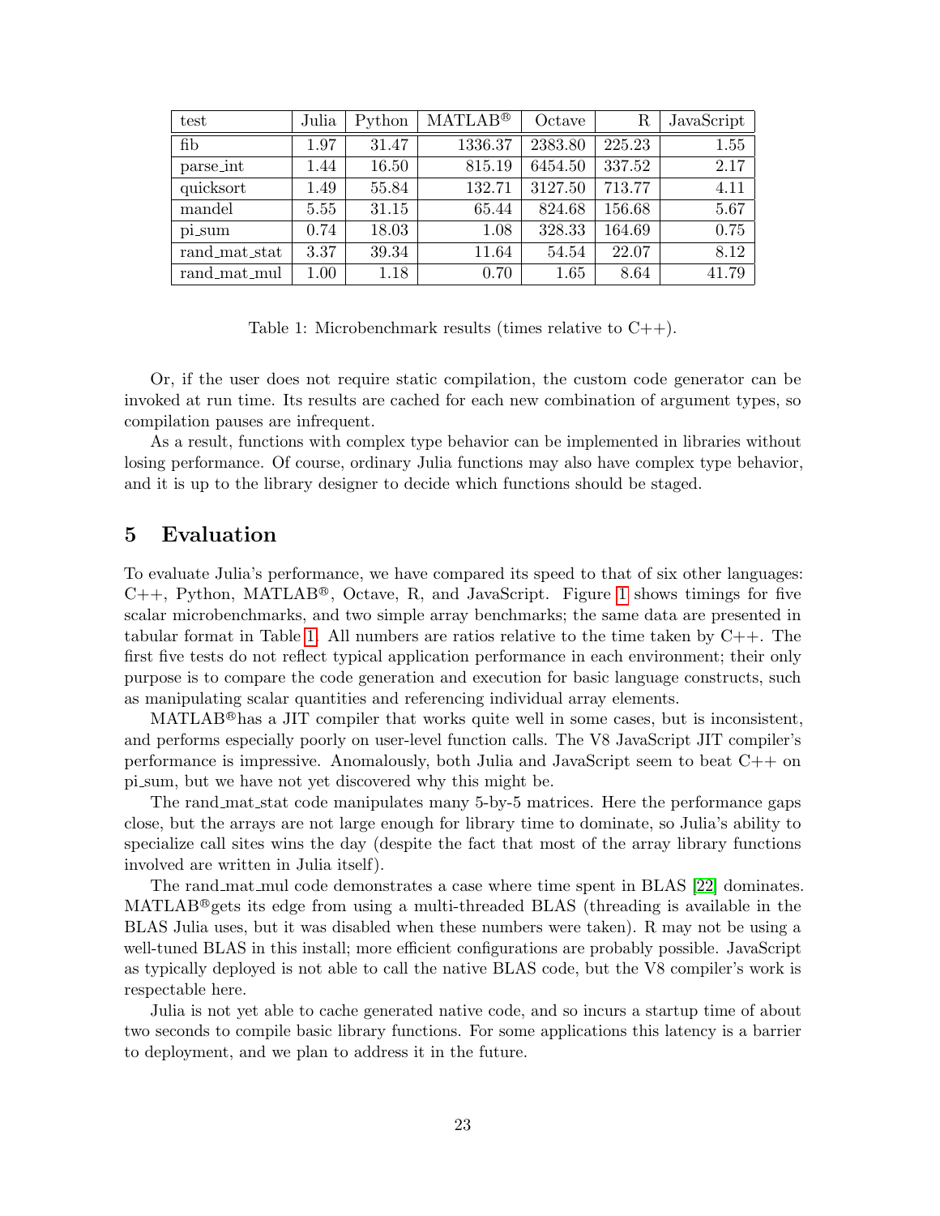| test | Julia | Python | MATLAB® | Octave | R | JavaScript |
|---|---|---|---|---|---|---|
| fib | 1.97 | 31.47 | 1336.37 | 2383.80 | 225.23 | 1.55 |
| parse_int | 1.44 | 16.50 | 815.19 | 6454.50 | 337.52 | 2.17 |
| quicksort | 1.49 | 55.84 | 132.71 | 3127.50 | 713.77 | 4.11 |
| mandel | 5.55 | 31.15 | 65.44 | 824.68 | 156.68 | 5.67 |
| pi_sum | 0.74 | 18.03 | 1.08 | 328.33 | 164.69 | 0.75 |
| rand_mat_stat | 3.37 | 39.34 | 11.64 | 54.54 | 22.07 | 8.12 |
| rand_mat_mul | 1.00 | 1.18 | 0.70 | 1.65 | 8.64 | 41.79 |

Table 1: Microbenchmark results (times relative to C++).

Or, if the user does not require static compilation, the custom code generator can be invoked at run time. Its results are cached for each new combination of argument types, so compilation pauses are infrequent.

As a result, functions with complex type behavior can be implemented in libraries without losing performance. Of course, ordinary Julia functions may also have complex type behavior, and it is up to the library designer to decide which functions should be staged.

## 5 Evaluation

To evaluate Julia's performance, we have compared its speed to that of six other languages: C++, Python, MATLAB®, Octave, R, and JavaScript. Figure 1 shows timings for five scalar microbenchmarks, and two simple array benchmarks; the same data are presented in tabular format in Table 1. All numbers are ratios relative to the time taken by C++. The first five tests do not reflect typical application performance in each environment; their only purpose is to compare the code generation and execution for basic language constructs, such as manipulating scalar quantities and referencing individual array elements.

MATLAB® has a JIT compiler that works quite well in some cases, but is inconsistent, and performs especially poorly on user-level function calls. The V8 JavaScript JIT compiler's performance is impressive. Anomalously, both Julia and JavaScript seem to beat C++ on pi_sum, but we have not yet discovered why this might be.

The rand_mat_stat code manipulates many 5-by-5 matrices. Here the performance gaps close, but the arrays are not large enough for library time to dominate, so Julia's ability to specialize call sites wins the day (despite the fact that most of the array library functions involved are written in Julia itself).

The rand_mat_mul code demonstrates a case where time spent in BLAS [22] dominates. MATLAB® gets its edge from using a multi-threaded BLAS (threading is available in the BLAS Julia uses, but it was disabled when these numbers were taken). R may not be using a well-tuned BLAS in this install; more efficient configurations are probably possible. JavaScript as typically deployed is not able to call the native BLAS code, but the V8 compiler's work is respectable here.

Julia is not yet able to cache generated native code, and so incurs a startup time of about two seconds to compile basic library functions. For some applications this latency is a barrier to deployment, and we plan to address it in the future.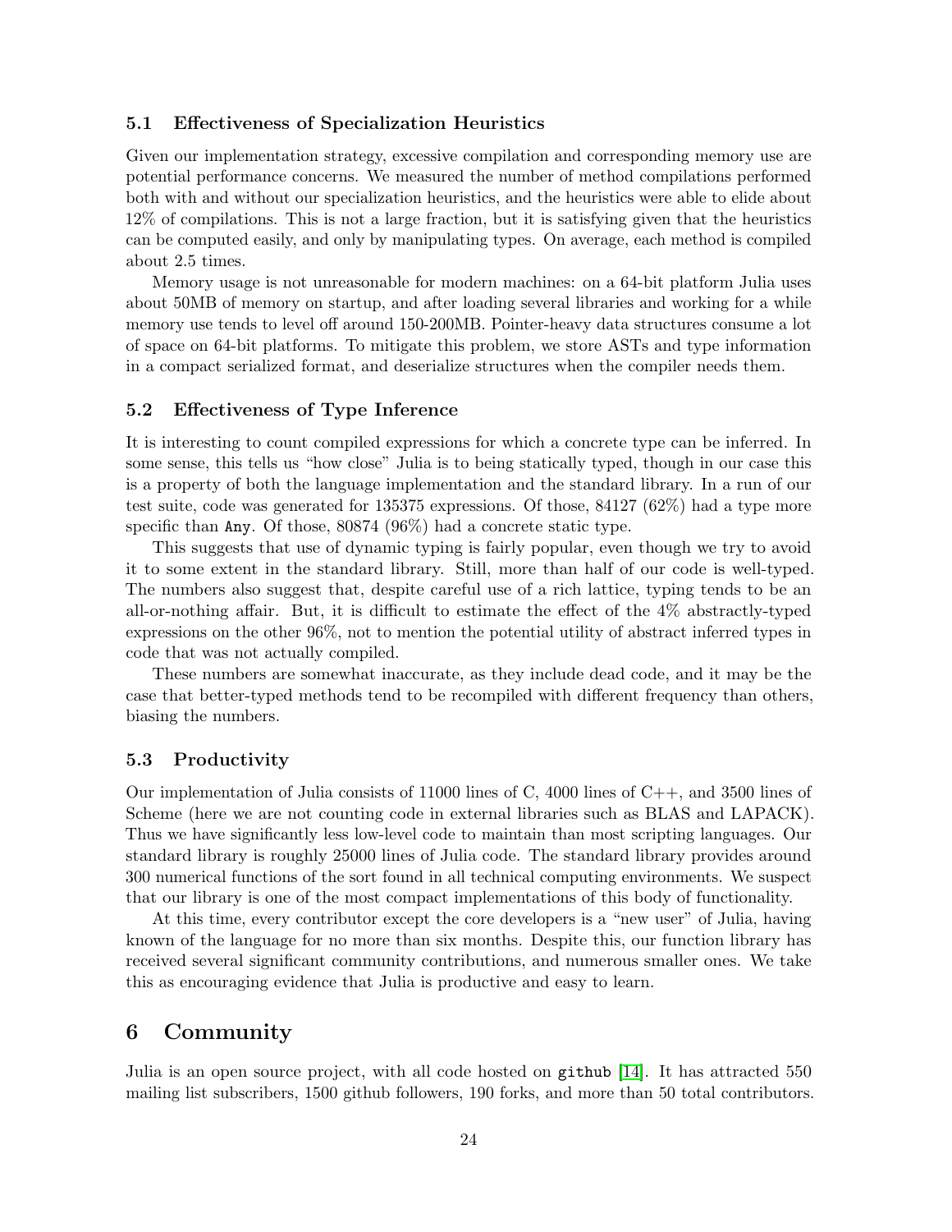### 5.1 Effectiveness of Specialization Heuristics

Given our implementation strategy, excessive compilation and corresponding memory use are potential performance concerns. We measured the number of method compilations performed both with and without our specialization heuristics, and the heuristics were able to elide about 12% of compilations. This is not a large fraction, but it is satisfying given that the heuristics can be computed easily, and only by manipulating types. On average, each method is compiled about 2.5 times.

Memory usage is not unreasonable for modern machines: on a 64-bit platform Julia uses about 50MB of memory on startup, and after loading several libraries and working for a while memory use tends to level off around 150-200MB. Pointer-heavy data structures consume a lot of space on 64-bit platforms. To mitigate this problem, we store ASTs and type information in a compact serialized format, and deserialize structures when the compiler needs them.

### 5.2 Effectiveness of Type Inference

It is interesting to count compiled expressions for which a concrete type can be inferred. In some sense, this tells us "how close" Julia is to being statically typed, though in our case this is a property of both the language implementation and the standard library. In a run of our test suite, code was generated for 135375 expressions. Of those, 84127 (62%) had a type more specific than `Any`. Of those, 80874 (96%) had a concrete static type.

This suggests that use of dynamic typing is fairly popular, even though we try to avoid it to some extent in the standard library. Still, more than half of our code is well-typed. The numbers also suggest that, despite careful use of a rich lattice, typing tends to be an all-or-nothing affair. But, it is difficult to estimate the effect of the 4% abstractly-typed expressions on the other 96%, not to mention the potential utility of abstract inferred types in code that was not actually compiled.

These numbers are somewhat inaccurate, as they include dead code, and it may be the case that better-typed methods tend to be recompiled with different frequency than others, biasing the numbers.

### 5.3 Productivity

Our implementation of Julia consists of 11000 lines of C, 4000 lines of C++, and 3500 lines of Scheme (here we are not counting code in external libraries such as BLAS and LAPACK). Thus we have significantly less low-level code to maintain than most scripting languages. Our standard library is roughly 25000 lines of Julia code. The standard library provides around 300 numerical functions of the sort found in all technical computing environments. We suspect that our library is one of the most compact implementations of this body of functionality.

At this time, every contributor except the core developers is a "new user" of Julia, having known of the language for no more than six months. Despite this, our function library has received several significant community contributions, and numerous smaller ones. We take this as encouraging evidence that Julia is productive and easy to learn.

## 6 Community

Julia is an open source project, with all code hosted on `github` [14]. It has attracted 550 mailing list subscribers, 1500 github followers, 190 forks, and more than 50 total contributors.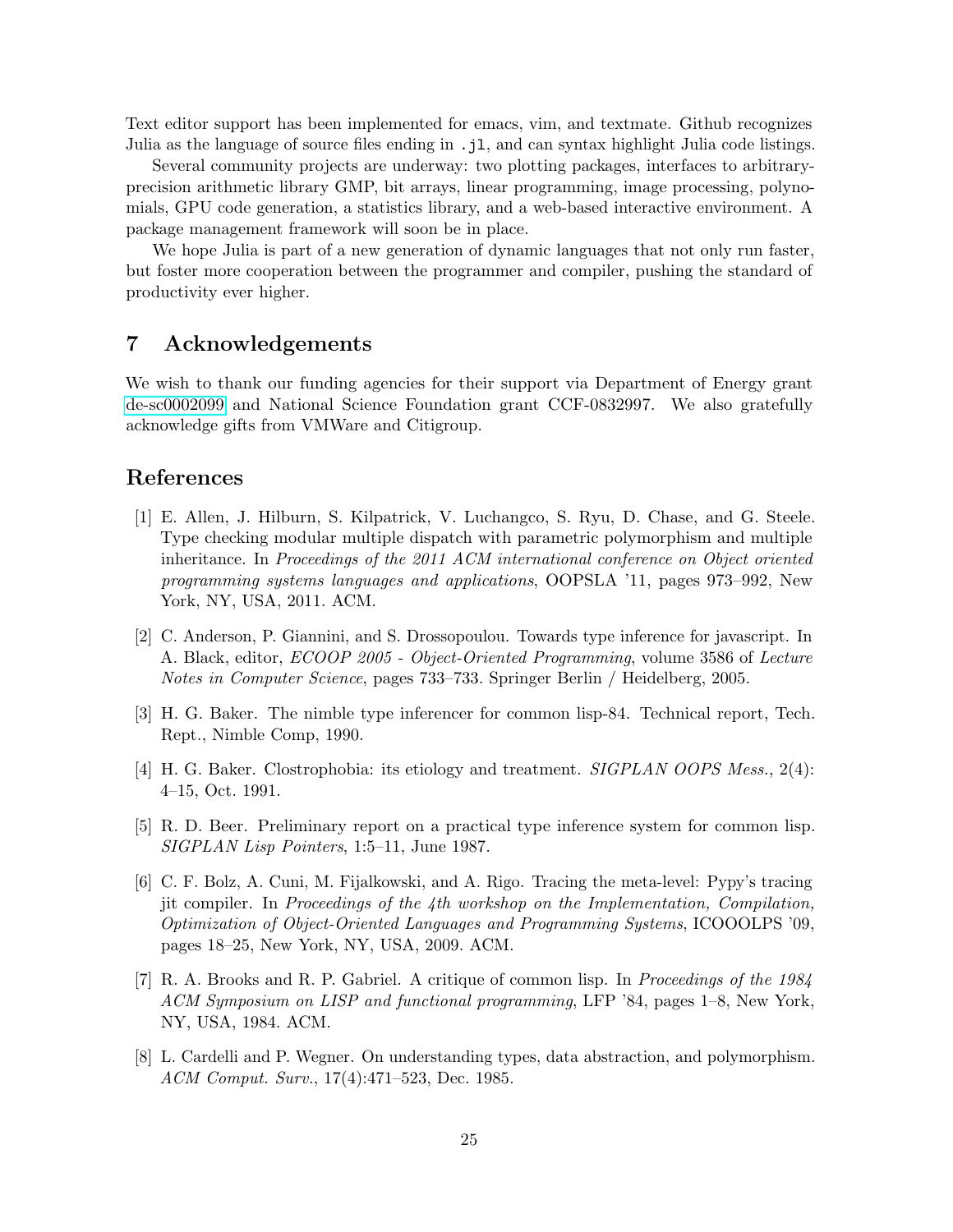Text editor support has been implemented for emacs, vim, and textmate. Github recognizes Julia as the language of source files ending in `.jl`, and can syntax highlight Julia code listings.

Several community projects are underway: two plotting packages, interfaces to arbitrary-precision arithmetic library GMP, bit arrays, linear programming, image processing, polynomials, GPU code generation, a statistics library, and a web-based interactive environment. A package management framework will soon be in place.

We hope Julia is part of a new generation of dynamic languages that not only run faster, but foster more cooperation between the programmer and compiler, pushing the standard of productivity ever higher.

## 7 Acknowledgements

We wish to thank our funding agencies for their support via Department of Energy grant de-sc0002099 and National Science Foundation grant CCF-0832997. We also gratefully acknowledge gifts from VMWare and Citigroup.

## References

[1] E. Allen, J. Hilburn, S. Kilpatrick, V. Luchangco, S. Ryu, D. Chase, and G. Steele. Type checking modular multiple dispatch with parametric polymorphism and multiple inheritance. In *Proceedings of the 2011 ACM international conference on Object oriented programming systems languages and applications*, OOPSLA '11, pages 973–992, New York, NY, USA, 2011. ACM.

[2] C. Anderson, P. Giannini, and S. Drossopoulou. Towards type inference for javascript. In A. Black, editor, *ECOOP 2005 - Object-Oriented Programming*, volume 3586 of *Lecture Notes in Computer Science*, pages 733–733. Springer Berlin / Heidelberg, 2005.

[3] H. G. Baker. The nimble type inferencer for common lisp-84. Technical report, Tech. Rept., Nimble Comp, 1990.

[4] H. G. Baker. Clostrophobia: its etiology and treatment. *SIGPLAN OOPS Mess.*, 2(4): 4–15, Oct. 1991.

[5] R. D. Beer. Preliminary report on a practical type inference system for common lisp. *SIGPLAN Lisp Pointers*, 1:5–11, June 1987.

[6] C. F. Bolz, A. Cuni, M. Fijalkowski, and A. Rigo. Tracing the meta-level: Pypy's tracing jit compiler. In *Proceedings of the 4th workshop on the Implementation, Compilation, Optimization of Object-Oriented Languages and Programming Systems*, ICOOOLPS '09, pages 18–25, New York, NY, USA, 2009. ACM.

[7] R. A. Brooks and R. P. Gabriel. A critique of common lisp. In *Proceedings of the 1984 ACM Symposium on LISP and functional programming*, LFP '84, pages 1–8, New York, NY, USA, 1984. ACM.

[8] L. Cardelli and P. Wegner. On understanding types, data abstraction, and polymorphism. *ACM Comput. Surv.*, 17(4):471–523, Dec. 1985.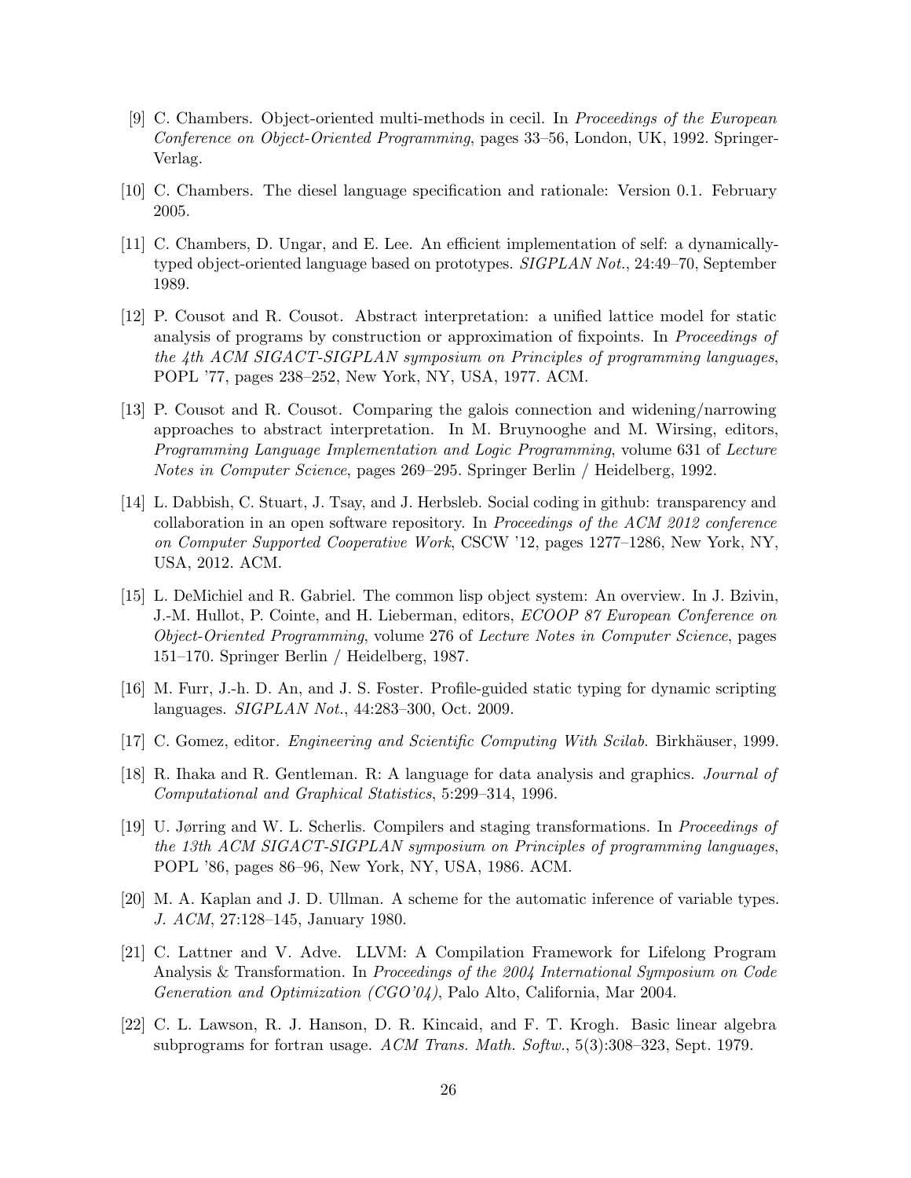[9] C. Chambers. Object-oriented multi-methods in cecil. In *Proceedings of the European Conference on Object-Oriented Programming*, pages 33–56, London, UK, 1992. Springer-Verlag.

[10] C. Chambers. The diesel language specification and rationale: Version 0.1. February 2005.

[11] C. Chambers, D. Ungar, and E. Lee. An efficient implementation of self: a dynamically-typed object-oriented language based on prototypes. *SIGPLAN Not.*, 24:49–70, September 1989.

[12] P. Cousot and R. Cousot. Abstract interpretation: a unified lattice model for static analysis of programs by construction or approximation of fixpoints. In *Proceedings of the 4th ACM SIGACT-SIGPLAN symposium on Principles of programming languages*, POPL '77, pages 238–252, New York, NY, USA, 1977. ACM.

[13] P. Cousot and R. Cousot. Comparing the galois connection and widening/narrowing approaches to abstract interpretation. In M. Bruynooghe and M. Wirsing, editors, *Programming Language Implementation and Logic Programming*, volume 631 of *Lecture Notes in Computer Science*, pages 269–295. Springer Berlin / Heidelberg, 1992.

[14] L. Dabbish, C. Stuart, J. Tsay, and J. Herbsleb. Social coding in github: transparency and collaboration in an open software repository. In *Proceedings of the ACM 2012 conference on Computer Supported Cooperative Work*, CSCW '12, pages 1277–1286, New York, NY, USA, 2012. ACM.

[15] L. DeMichiel and R. Gabriel. The common lisp object system: An overview. In J. Bzivin, J.-M. Hullot, P. Cointe, and H. Lieberman, editors, *ECOOP 87 European Conference on Object-Oriented Programming*, volume 276 of *Lecture Notes in Computer Science*, pages 151–170. Springer Berlin / Heidelberg, 1987.

[16] M. Furr, J.-h. D. An, and J. S. Foster. Profile-guided static typing for dynamic scripting languages. *SIGPLAN Not.*, 44:283–300, Oct. 2009.

[17] C. Gomez, editor. *Engineering and Scientific Computing With Scilab*. Birkhäuser, 1999.

[18] R. Ihaka and R. Gentleman. R: A language for data analysis and graphics. *Journal of Computational and Graphical Statistics*, 5:299–314, 1996.

[19] U. Jørring and W. L. Scherlis. Compilers and staging transformations. In *Proceedings of the 13th ACM SIGACT-SIGPLAN symposium on Principles of programming languages*, POPL '86, pages 86–96, New York, NY, USA, 1986. ACM.

[20] M. A. Kaplan and J. D. Ullman. A scheme for the automatic inference of variable types. *J. ACM*, 27:128–145, January 1980.

[21] C. Lattner and V. Adve. LLVM: A Compilation Framework for Lifelong Program Analysis & Transformation. In *Proceedings of the 2004 International Symposium on Code Generation and Optimization (CGO'04)*, Palo Alto, California, Mar 2004.

[22] C. L. Lawson, R. J. Hanson, D. R. Kincaid, and F. T. Krogh. Basic linear algebra subprograms for fortran usage. *ACM Trans. Math. Softw.*, 5(3):308–323, Sept. 1979.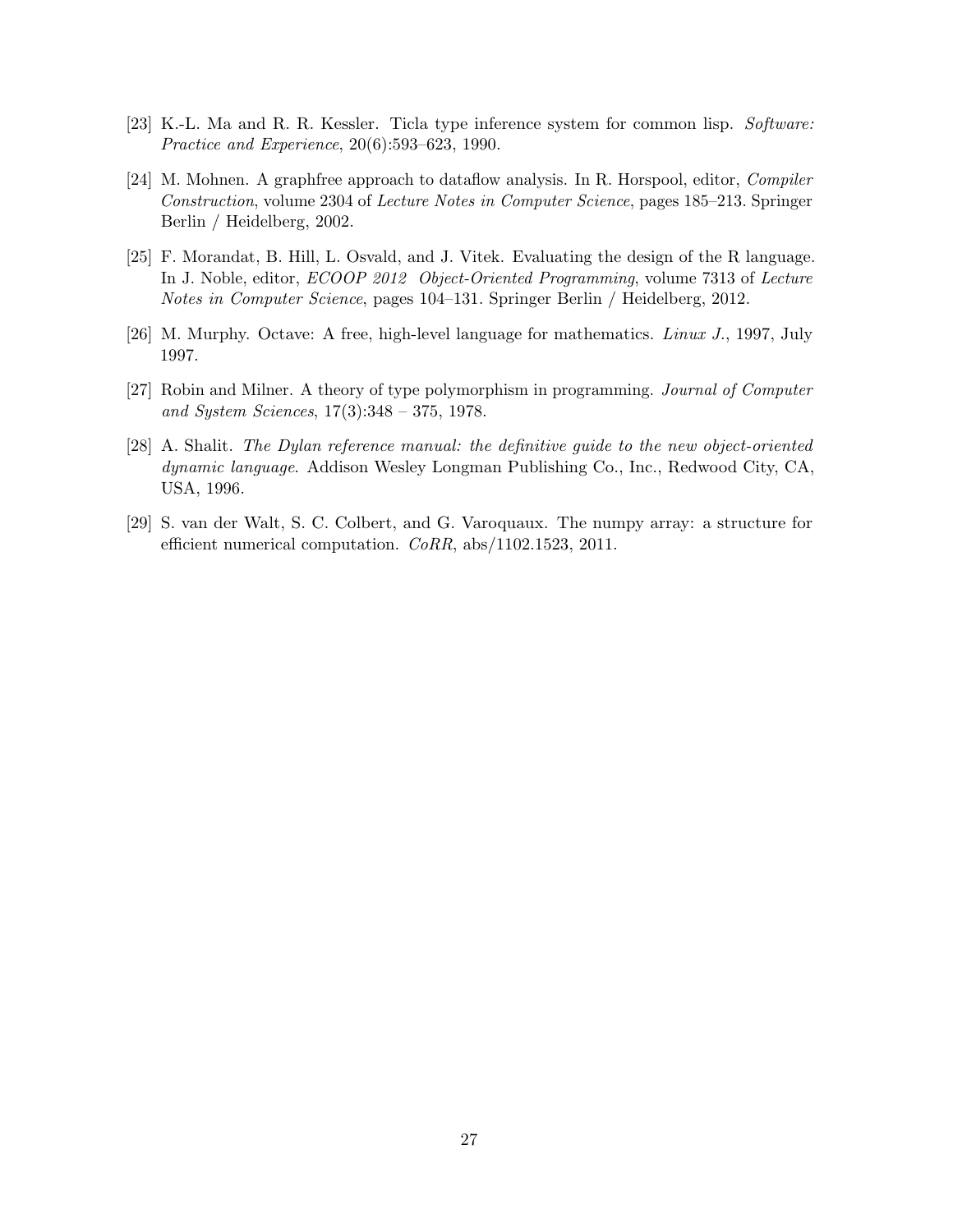[23] K.-L. Ma and R. R. Kessler. Ticla type inference system for common lisp. *Software: Practice and Experience*, 20(6):593–623, 1990.

[24] M. Mohnen. A graphfree approach to dataflow analysis. In R. Horspool, editor, *Compiler Construction*, volume 2304 of *Lecture Notes in Computer Science*, pages 185–213. Springer Berlin / Heidelberg, 2002.

[25] F. Morandat, B. Hill, L. Osvald, and J. Vitek. Evaluating the design of the R language. In J. Noble, editor, *ECOOP 2012 Object-Oriented Programming*, volume 7313 of *Lecture Notes in Computer Science*, pages 104–131. Springer Berlin / Heidelberg, 2012.

[26] M. Murphy. Octave: A free, high-level language for mathematics. *Linux J.*, 1997, July 1997.

[27] Robin and Milner. A theory of type polymorphism in programming. *Journal of Computer and System Sciences*, 17(3):348 – 375, 1978.

[28] A. Shalit. *The Dylan reference manual: the definitive guide to the new object-oriented dynamic language*. Addison Wesley Longman Publishing Co., Inc., Redwood City, CA, USA, 1996.

[29] S. van der Walt, S. C. Colbert, and G. Varoquaux. The numpy array: a structure for efficient numerical computation. *CoRR*, abs/1102.1523, 2011.